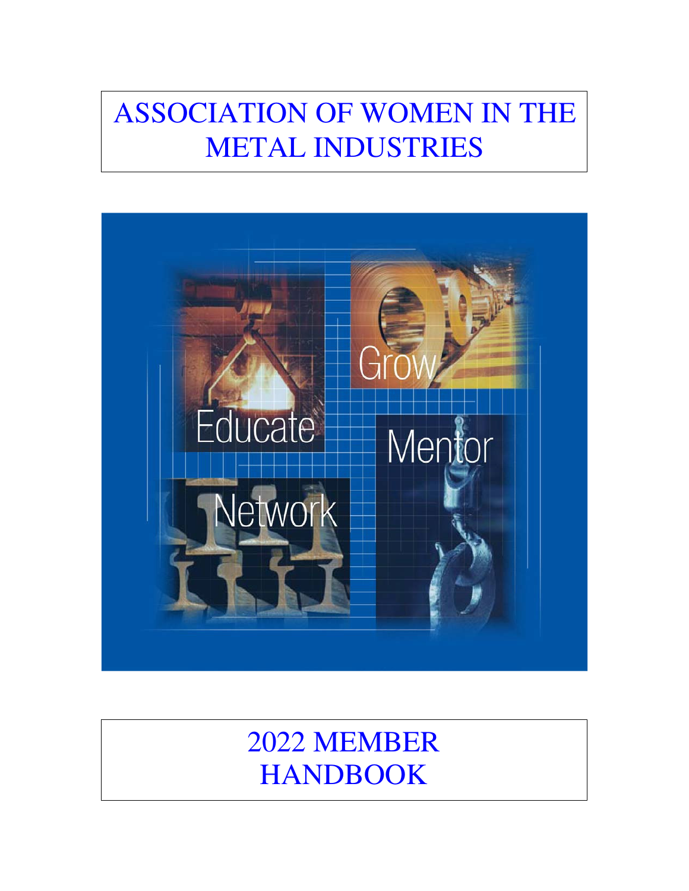# ASSOCIATION OF WOMEN IN THE METAL INDUSTRIES

Educate

Grow

Mentor

Network

# 2022 MEMBER HANDBOOK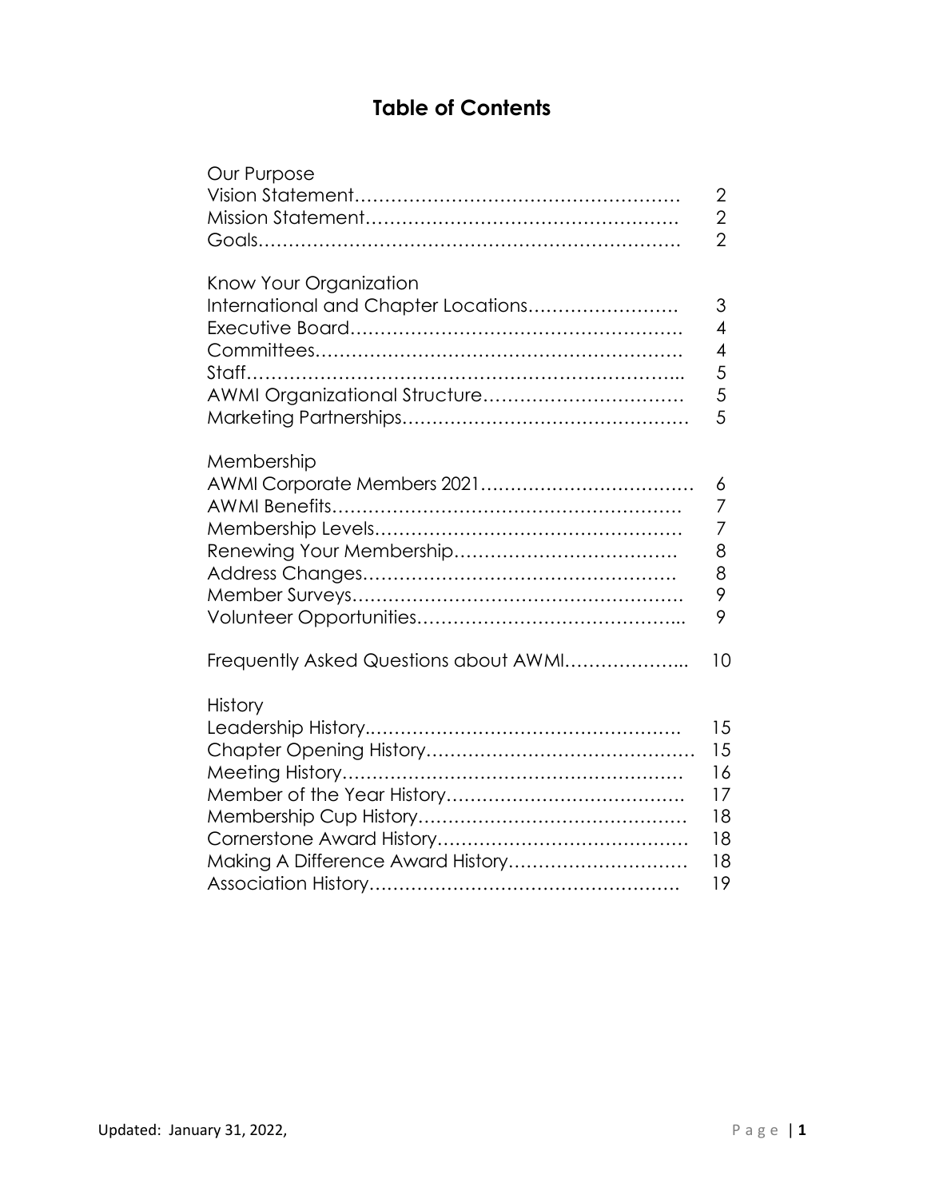# Table of Contents

Our Purpose

| | |
|---|---|
| Vision Statement | 2 |
| Mission Statement | 2 |
| Goals | 2 |

Know Your Organization

| | |
|---|---|
| International and Chapter Locations | 3 |
| Executive Board | 4 |
| Committees | 4 |
| Staff | 5 |
| AWMI Organizational Structure | 5 |
| Marketing Partnerships | 5 |

Membership

| | |
|---|---|
| AWMI Corporate Members 2021 | 6 |
| AWMI Benefits | 7 |
| Membership Levels | 7 |
| Renewing Your Membership | 8 |
| Address Changes | 8 |
| Member Surveys | 9 |
| Volunteer Opportunities | 9 |

| | |
|---|---|
| Frequently Asked Questions about AWMI | 10 |

History

| | |
|---|---|
| Leadership History | 15 |
| Chapter Opening History | 15 |
| Meeting History | 16 |
| Member of the Year History | 17 |
| Membership Cup History | 18 |
| Cornerstone Award History | 18 |
| Making A Difference Award History | 18 |
| Association History | 19 |

Updated: January 31, 2022,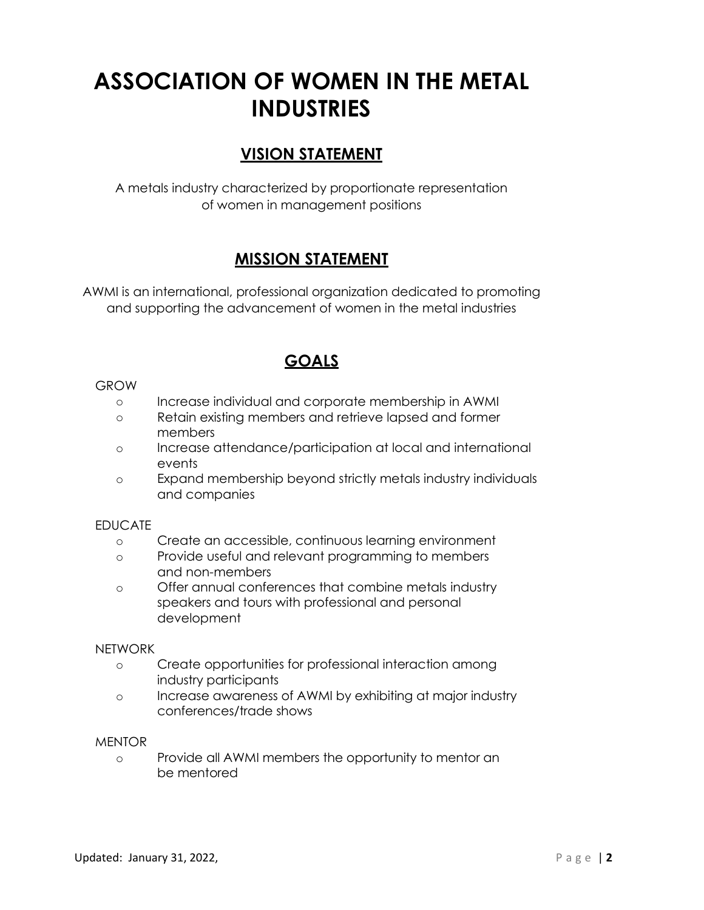# ASSOCIATION OF WOMEN IN THE METAL INDUSTRIES

## VISION STATEMENT

A metals industry characterized by proportionate representation of women in management positions

## MISSION STATEMENT

AWMI is an international, professional organization dedicated to promoting and supporting the advancement of women in the metal industries

## GOALS

GROW

- Increase individual and corporate membership in AWMI
- Retain existing members and retrieve lapsed and former members
- Increase attendance/participation at local and international events
- Expand membership beyond strictly metals industry individuals and companies

EDUCATE

- Create an accessible, continuous learning environment
- Provide useful and relevant programming to members and non-members
- Offer annual conferences that combine metals industry speakers and tours with professional and personal development

NETWORK

- Create opportunities for professional interaction among industry participants
- Increase awareness of AWMI by exhibiting at major industry conferences/trade shows

MENTOR

- Provide all AWMI members the opportunity to mentor an be mentored

Updated: January 31, 2022,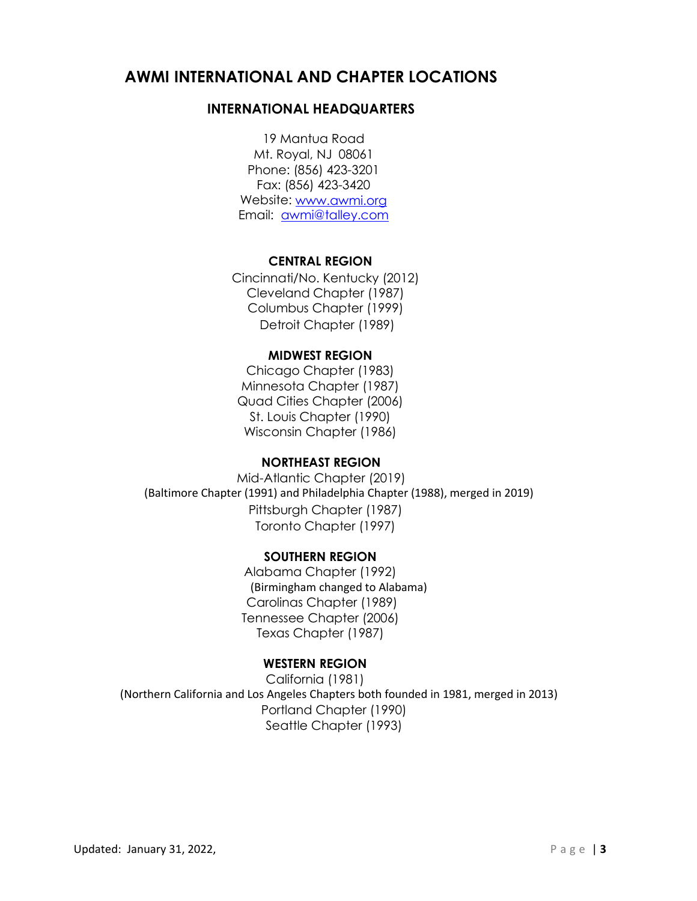# AWMI INTERNATIONAL AND CHAPTER LOCATIONS

## INTERNATIONAL HEADQUARTERS

19 Mantua Road
Mt. Royal, NJ 08061
Phone: (856) 423-3201
Fax: (856) 423-3420
Website: www.awmi.org
Email: awmi@talley.com

### CENTRAL REGION

Cincinnati/No. Kentucky (2012)
Cleveland Chapter (1987)
Columbus Chapter (1999)
Detroit Chapter (1989)

### MIDWEST REGION

Chicago Chapter (1983)
Minnesota Chapter (1987)
Quad Cities Chapter (2006)
St. Louis Chapter (1990)
Wisconsin Chapter (1986)

### NORTHEAST REGION

Mid-Atlantic Chapter (2019)
(Baltimore Chapter (1991) and Philadelphia Chapter (1988), merged in 2019)
Pittsburgh Chapter (1987)
Toronto Chapter (1997)

### SOUTHERN REGION

Alabama Chapter (1992)
(Birmingham changed to Alabama)
Carolinas Chapter (1989)
Tennessee Chapter (2006)
Texas Chapter (1987)

### WESTERN REGION

California (1981)
(Northern California and Los Angeles Chapters both founded in 1981, merged in 2013)
Portland Chapter (1990)
Seattle Chapter (1993)

Updated: January 31, 2022,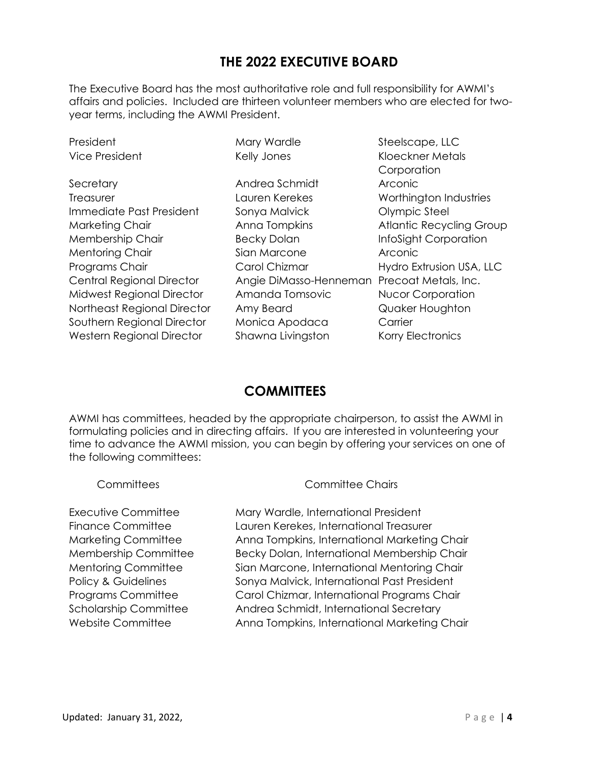## THE 2022 EXECUTIVE BOARD

The Executive Board has the most authoritative role and full responsibility for AWMI's affairs and policies. Included are thirteen volunteer members who are elected for two-year terms, including the AWMI President.

| | | |
|---|---|---|
| President | Mary Wardle | Steelscape, LLC |
| Vice President | Kelly Jones | Kloeckner Metals Corporation |
| Secretary | Andrea Schmidt | Arconic |
| Treasurer | Lauren Kerekes | Worthington Industries |
| Immediate Past President | Sonya Malvick | Olympic Steel |
| Marketing Chair | Anna Tompkins | Atlantic Recycling Group |
| Membership Chair | Becky Dolan | InfoSight Corporation |
| Mentoring Chair | Sian Marcone | Arconic |
| Programs Chair | Carol Chizmar | Hydro Extrusion USA, LLC |
| Central Regional Director | Angie DiMasso-Henneman | Precoat Metals, Inc. |
| Midwest Regional Director | Amanda Tomsovic | Nucor Corporation |
| Northeast Regional Director | Amy Beard | Quaker Houghton |
| Southern Regional Director | Monica Apodaca | Carrier |
| Western Regional Director | Shawna Livingston | Korry Electronics |

## COMMITTEES

AWMI has committees, headed by the appropriate chairperson, to assist the AWMI in formulating policies and in directing affairs. If you are interested in volunteering your time to advance the AWMI mission, you can begin by offering your services on one of the following committees:

| Committees | Committee Chairs |
|---|---|
| Executive Committee | Mary Wardle, International President |
| Finance Committee | Lauren Kerekes, International Treasurer |
| Marketing Committee | Anna Tompkins, International Marketing Chair |
| Membership Committee | Becky Dolan, International Membership Chair |
| Mentoring Committee | Sian Marcone, International Mentoring Chair |
| Policy & Guidelines | Sonya Malvick, International Past President |
| Programs Committee | Carol Chizmar, International Programs Chair |
| Scholarship Committee | Andrea Schmidt, International Secretary |
| Website Committee | Anna Tompkins, International Marketing Chair |

Updated: January 31, 2022,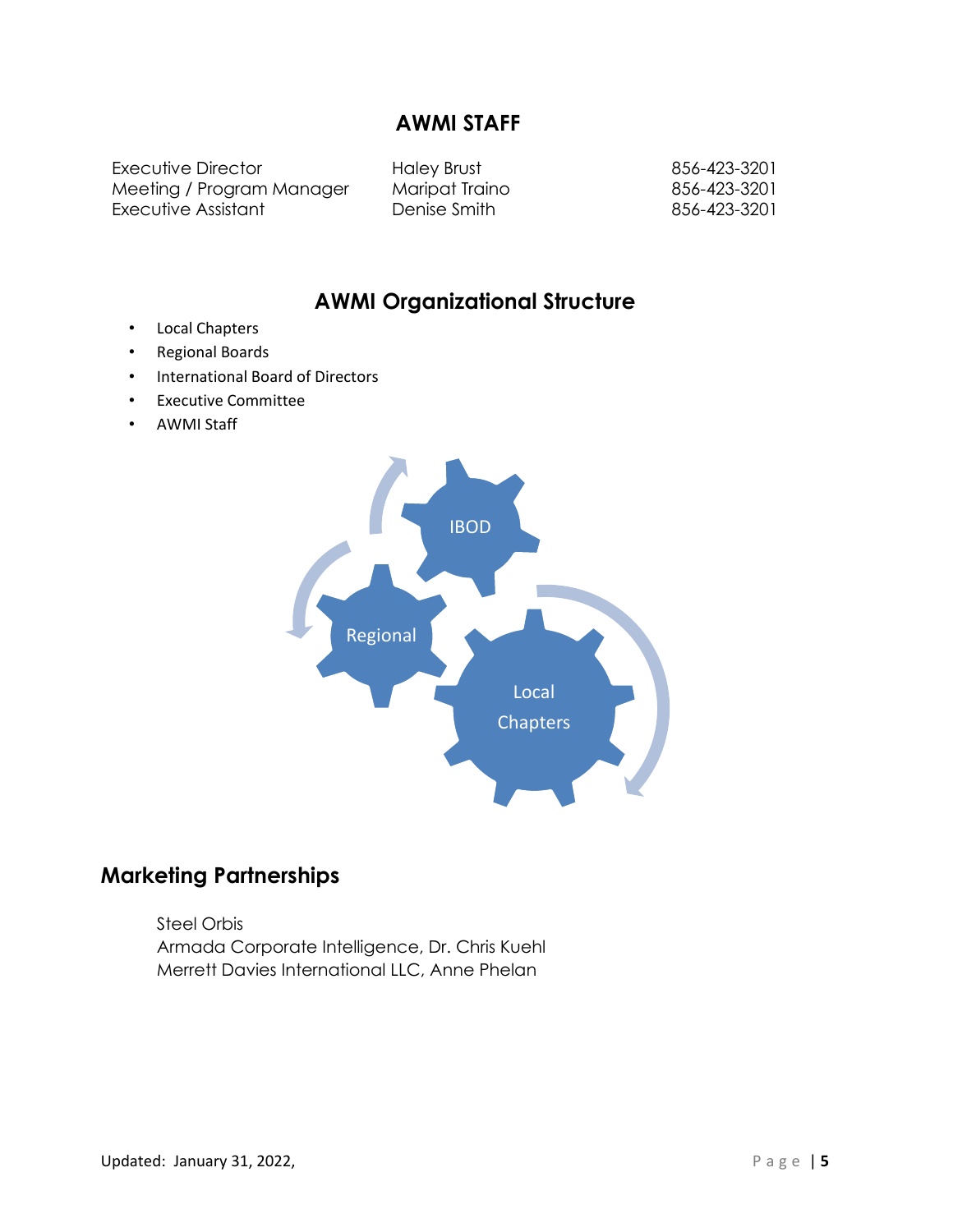## AWMI STAFF

| | | |
|---|---|---|
| Executive Director | Haley Brust | 856-423-3201 |
| Meeting / Program Manager | Maripat Traino | 856-423-3201 |
| Executive Assistant | Denise Smith | 856-423-3201 |

## AWMI Organizational Structure

- Local Chapters
- Regional Boards
- International Board of Directors
- Executive Committee
- AWMI Staff

IBOD

Regional

Local Chapters

## Marketing Partnerships

Steel Orbis
Armada Corporate Intelligence, Dr. Chris Kuehl
Merrett Davies International LLC, Anne Phelan

Updated: January 31, 2022,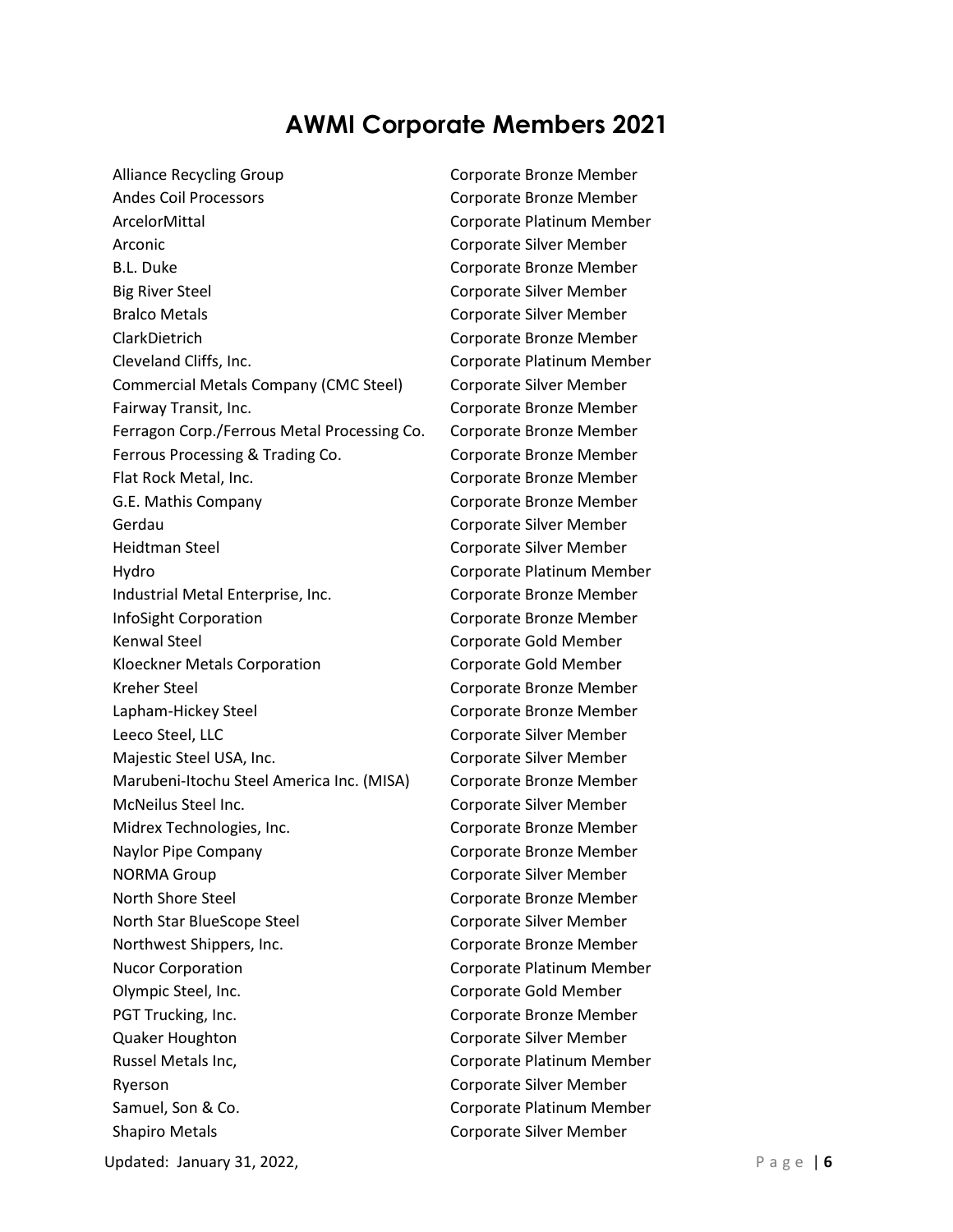# AWMI Corporate Members 2021

| Company | Membership Level |
| --- | --- |
| Alliance Recycling Group | Corporate Bronze Member |
| Andes Coil Processors | Corporate Bronze Member |
| ArcelorMittal | Corporate Platinum Member |
| Arconic | Corporate Silver Member |
| B.L. Duke | Corporate Bronze Member |
| Big River Steel | Corporate Silver Member |
| Bralco Metals | Corporate Silver Member |
| ClarkDietrich | Corporate Bronze Member |
| Cleveland Cliffs, Inc. | Corporate Platinum Member |
| Commercial Metals Company (CMC Steel) | Corporate Silver Member |
| Fairway Transit, Inc. | Corporate Bronze Member |
| Ferragon Corp./Ferrous Metal Processing Co. | Corporate Bronze Member |
| Ferrous Processing & Trading Co. | Corporate Bronze Member |
| Flat Rock Metal, Inc. | Corporate Bronze Member |
| G.E. Mathis Company | Corporate Bronze Member |
| Gerdau | Corporate Silver Member |
| Heidtman Steel | Corporate Silver Member |
| Hydro | Corporate Platinum Member |
| Industrial Metal Enterprise, Inc. | Corporate Bronze Member |
| InfoSight Corporation | Corporate Bronze Member |
| Kenwal Steel | Corporate Gold Member |
| Kloeckner Metals Corporation | Corporate Gold Member |
| Kreher Steel | Corporate Bronze Member |
| Lapham-Hickey Steel | Corporate Bronze Member |
| Leeco Steel, LLC | Corporate Silver Member |
| Majestic Steel USA, Inc. | Corporate Silver Member |
| Marubeni-Itochu Steel America Inc. (MISA) | Corporate Bronze Member |
| McNeilus Steel Inc. | Corporate Silver Member |
| Midrex Technologies, Inc. | Corporate Bronze Member |
| Naylor Pipe Company | Corporate Bronze Member |
| NORMA Group | Corporate Silver Member |
| North Shore Steel | Corporate Bronze Member |
| North Star BlueScope Steel | Corporate Silver Member |
| Northwest Shippers, Inc. | Corporate Bronze Member |
| Nucor Corporation | Corporate Platinum Member |
| Olympic Steel, Inc. | Corporate Gold Member |
| PGT Trucking, Inc. | Corporate Bronze Member |
| Quaker Houghton | Corporate Silver Member |
| Russel Metals Inc, | Corporate Platinum Member |
| Ryerson | Corporate Silver Member |
| Samuel, Son & Co. | Corporate Platinum Member |
| Shapiro Metals | Corporate Silver Member |

Updated: January 31, 2022,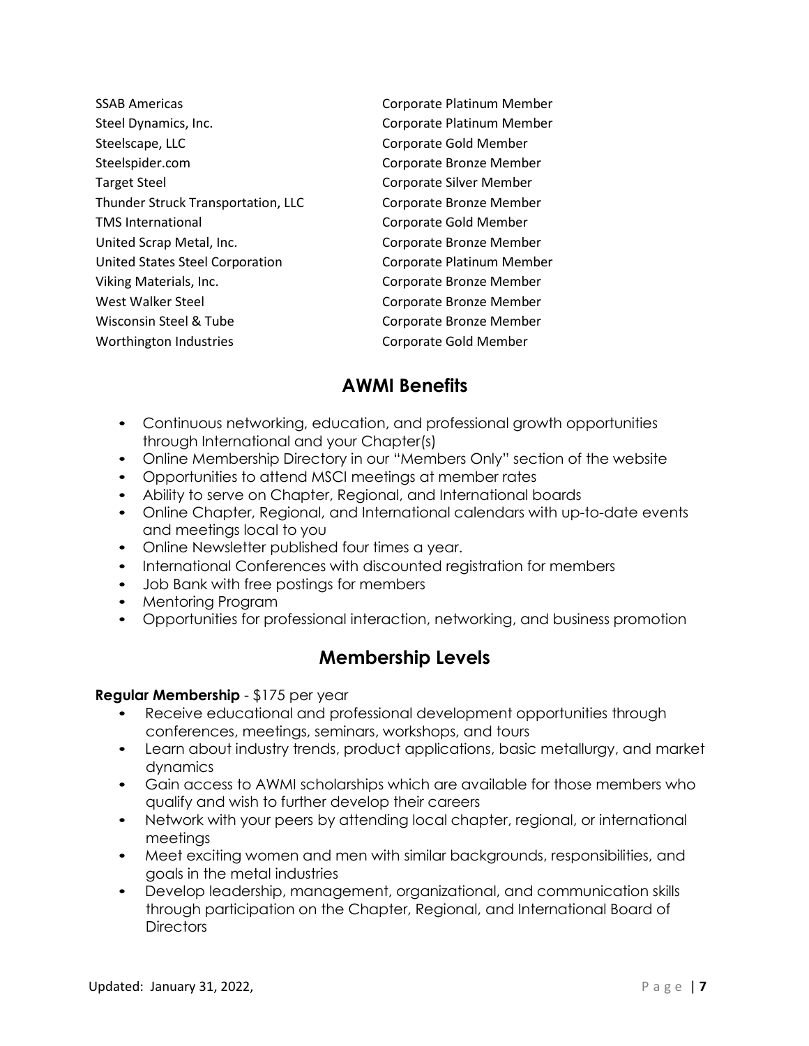| | |
|---|---|
| SSAB Americas | Corporate Platinum Member |
| Steel Dynamics, Inc. | Corporate Platinum Member |
| Steelscape, LLC | Corporate Gold Member |
| Steelspider.com | Corporate Bronze Member |
| Target Steel | Corporate Silver Member |
| Thunder Struck Transportation, LLC | Corporate Bronze Member |
| TMS International | Corporate Gold Member |
| United Scrap Metal, Inc. | Corporate Bronze Member |
| United States Steel Corporation | Corporate Platinum Member |
| Viking Materials, Inc. | Corporate Bronze Member |
| West Walker Steel | Corporate Bronze Member |
| Wisconsin Steel & Tube | Corporate Bronze Member |
| Worthington Industries | Corporate Gold Member |

## AWMI Benefits

- Continuous networking, education, and professional growth opportunities through International and your Chapter(s)
- Online Membership Directory in our "Members Only" section of the website
- Opportunities to attend MSCI meetings at member rates
- Ability to serve on Chapter, Regional, and International boards
- Online Chapter, Regional, and International calendars with up-to-date events and meetings local to you
- Online Newsletter published four times a year.
- International Conferences with discounted registration for members
- Job Bank with free postings for members
- Mentoring Program
- Opportunities for professional interaction, networking, and business promotion

## Membership Levels

**Regular Membership** - $175 per year

- Receive educational and professional development opportunities through conferences, meetings, seminars, workshops, and tours
- Learn about industry trends, product applications, basic metallurgy, and market dynamics
- Gain access to AWMI scholarships which are available for those members who qualify and wish to further develop their careers
- Network with your peers by attending local chapter, regional, or international meetings
- Meet exciting women and men with similar backgrounds, responsibilities, and goals in the metal industries
- Develop leadership, management, organizational, and communication skills through participation on the Chapter, Regional, and International Board of Directors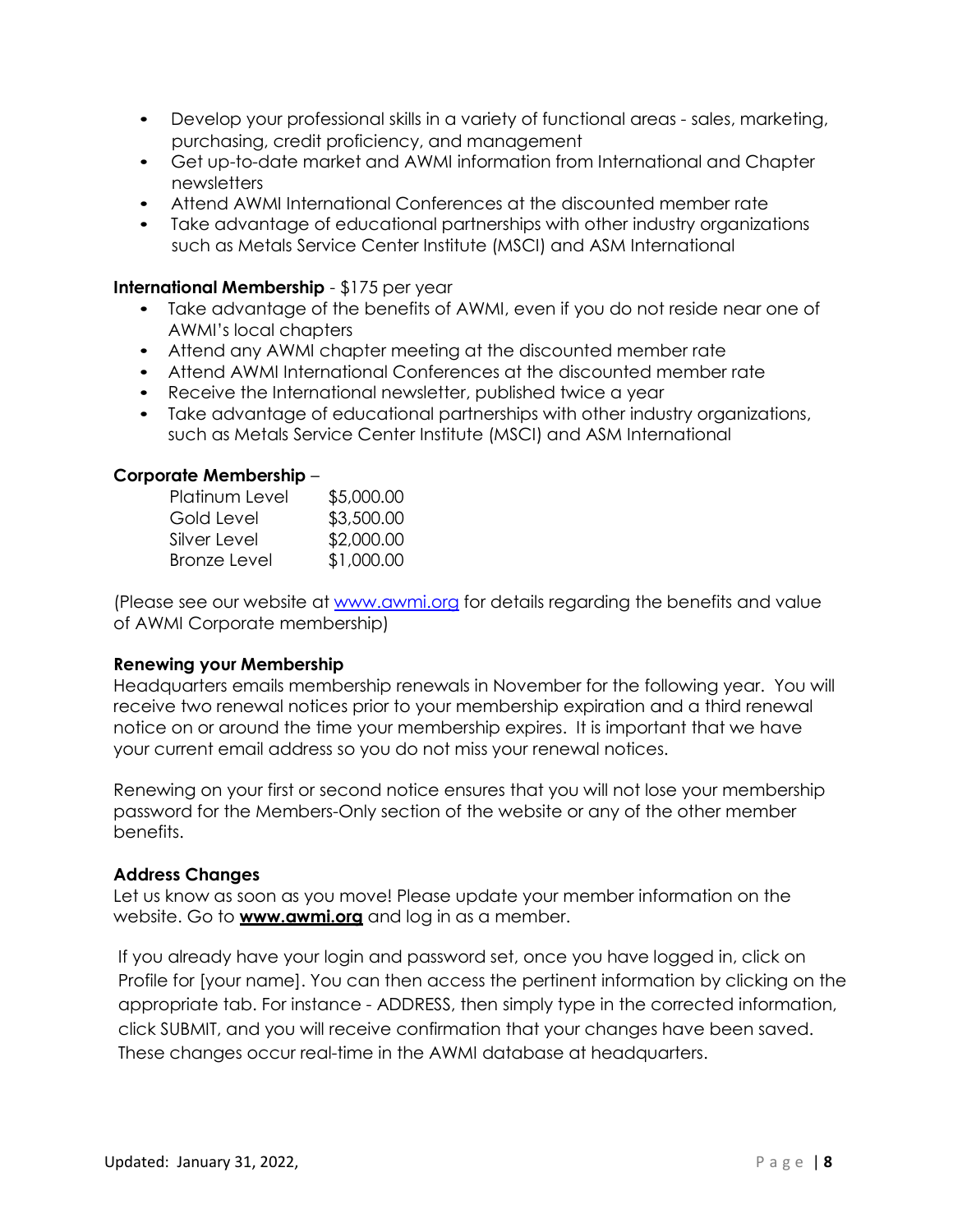- Develop your professional skills in a variety of functional areas - sales, marketing, purchasing, credit proficiency, and management
- Get up-to-date market and AWMI information from International and Chapter newsletters
- Attend AWMI International Conferences at the discounted member rate
- Take advantage of educational partnerships with other industry organizations such as Metals Service Center Institute (MSCI) and ASM International

**International Membership** - $175 per year

- Take advantage of the benefits of AWMI, even if you do not reside near one of AWMI's local chapters
- Attend any AWMI chapter meeting at the discounted member rate
- Attend AWMI International Conferences at the discounted member rate
- Receive the International newsletter, published twice a year
- Take advantage of educational partnerships with other industry organizations, such as Metals Service Center Institute (MSCI) and ASM International

**Corporate Membership** –

| | |
|---|---|
| Platinum Level | $5,000.00 |
| Gold Level | $3,500.00 |
| Silver Level | $2,000.00 |
| Bronze Level | $1,000.00 |

(Please see our website at www.awmi.org for details regarding the benefits and value of AWMI Corporate membership)

**Renewing your Membership**

Headquarters emails membership renewals in November for the following year. You will receive two renewal notices prior to your membership expiration and a third renewal notice on or around the time your membership expires. It is important that we have your current email address so you do not miss your renewal notices.

Renewing on your first or second notice ensures that you will not lose your membership password for the Members-Only section of the website or any of the other member benefits.

**Address Changes**

Let us know as soon as you move! Please update your member information on the website. Go to **www.awmi.org** and log in as a member.

If you already have your login and password set, once you have logged in, click on Profile for [your name]. You can then access the pertinent information by clicking on the appropriate tab. For instance - ADDRESS, then simply type in the corrected information, click SUBMIT, and you will receive confirmation that your changes have been saved. These changes occur real-time in the AWMI database at headquarters.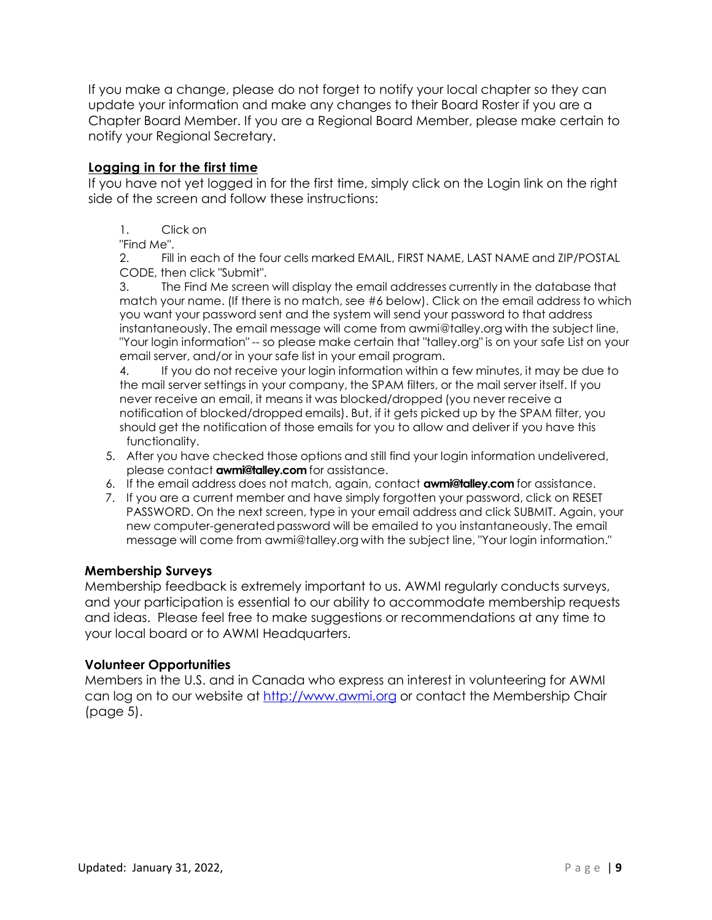If you make a change, please do not forget to notify your local chapter so they can update your information and make any changes to their Board Roster if you are a Chapter Board Member. If you are a Regional Board Member, please make certain to notify your Regional Secretary.

**Logging in for the first time**

If you have not yet logged in for the first time, simply click on the Login link on the right side of the screen and follow these instructions:

1. Click on "Find Me".
2. Fill in each of the four cells marked EMAIL, FIRST NAME, LAST NAME and ZIP/POSTAL CODE, then click "Submit".
3. The Find Me screen will display the email addresses currently in the database that match your name. (If there is no match, see #6 below). Click on the email address to which you want your password sent and the system will send your password to that address instantaneously. The email message will come from awmi@talley.org with the subject line, "Your login information" -- so please make certain that "talley.org" is on your safe List on your email server, and/or in your safe list in your email program.
4. If you do not receive your login information within a few minutes, it may be due to the mail server settings in your company, the SPAM filters, or the mail server itself. If you never receive an email, it means it was blocked/dropped (you never receive a notification of blocked/dropped emails). But, if it gets picked up by the SPAM filter, you should get the notification of those emails for you to allow and deliver if you have this functionality.
5. After you have checked those options and still find your login information undelivered, please contact **awmi@talley.com** for assistance.
6. If the email address does not match, again, contact **awmi@talley.com** for assistance.
7. If you are a current member and have simply forgotten your password, click on RESET PASSWORD. On the next screen, type in your email address and click SUBMIT. Again, your new computer-generated password will be emailed to you instantaneously. The email message will come from awmi@talley.org with the subject line, "Your login information."

**Membership Surveys**

Membership feedback is extremely important to us. AWMI regularly conducts surveys, and your participation is essential to our ability to accommodate membership requests and ideas. Please feel free to make suggestions or recommendations at any time to your local board or to AWMI Headquarters.

**Volunteer Opportunities**

Members in the U.S. and in Canada who express an interest in volunteering for AWMI can log on to our website at [http://www.awmi.org](http://www.awmi.org) or contact the Membership Chair (page 5).

Updated: January 31, 2022,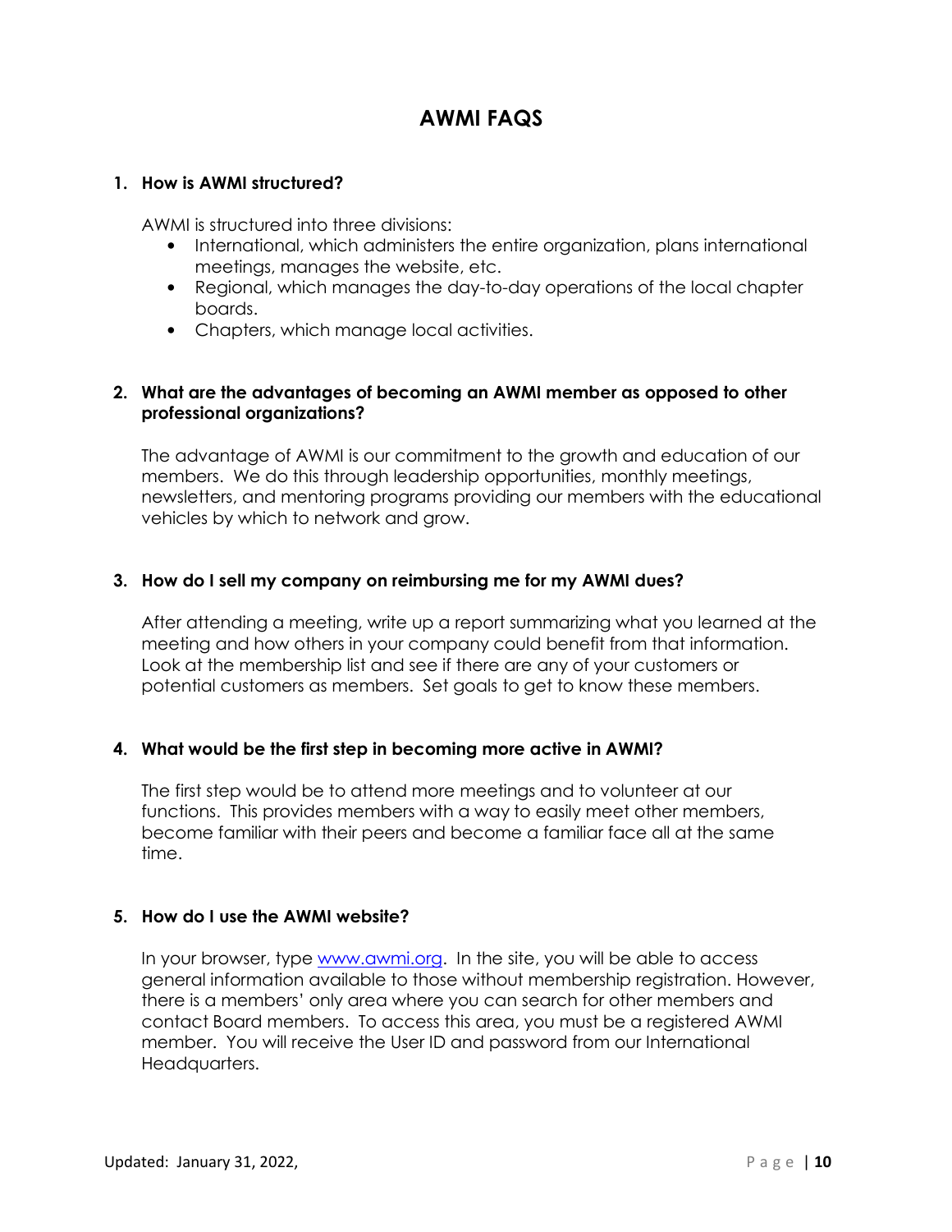# AWMI FAQS

**1. How is AWMI structured?**

AWMI is structured into three divisions:

- International, which administers the entire organization, plans international meetings, manages the website, etc.
- Regional, which manages the day-to-day operations of the local chapter boards.
- Chapters, which manage local activities.

**2. What are the advantages of becoming an AWMI member as opposed to other professional organizations?**

The advantage of AWMI is our commitment to the growth and education of our members. We do this through leadership opportunities, monthly meetings, newsletters, and mentoring programs providing our members with the educational vehicles by which to network and grow.

**3. How do I sell my company on reimbursing me for my AWMI dues?**

After attending a meeting, write up a report summarizing what you learned at the meeting and how others in your company could benefit from that information. Look at the membership list and see if there are any of your customers or potential customers as members. Set goals to get to know these members.

**4. What would be the first step in becoming more active in AWMI?**

The first step would be to attend more meetings and to volunteer at our functions. This provides members with a way to easily meet other members, become familiar with their peers and become a familiar face all at the same time.

**5. How do I use the AWMI website?**

In your browser, type [www.awmi.org](www.awmi.org). In the site, you will be able to access general information available to those without membership registration. However, there is a members' only area where you can search for other members and contact Board members. To access this area, you must be a registered AWMI member. You will receive the User ID and password from our International Headquarters.

Updated: January 31, 2022,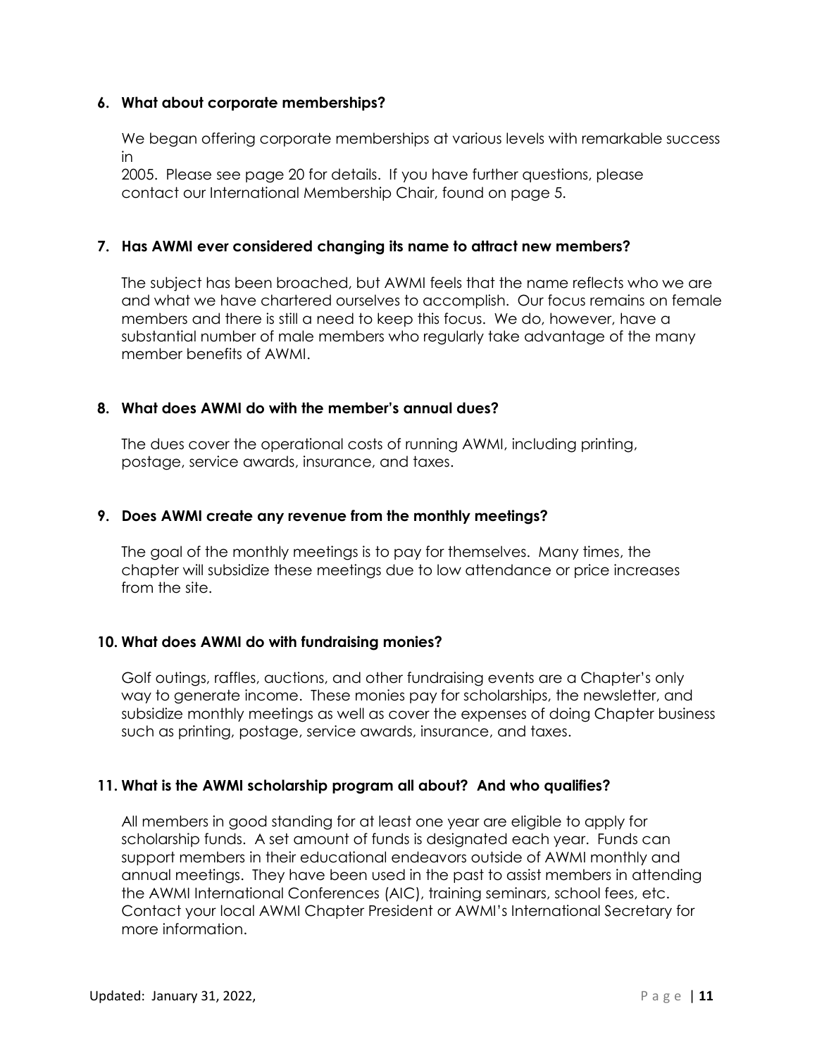**6. What about corporate memberships?**

We began offering corporate memberships at various levels with remarkable success in 2005. Please see page 20 for details. If you have further questions, please contact our International Membership Chair, found on page 5.

**7. Has AWMI ever considered changing its name to attract new members?**

The subject has been broached, but AWMI feels that the name reflects who we are and what we have chartered ourselves to accomplish. Our focus remains on female members and there is still a need to keep this focus. We do, however, have a substantial number of male members who regularly take advantage of the many member benefits of AWMI.

**8. What does AWMI do with the member's annual dues?**

The dues cover the operational costs of running AWMI, including printing, postage, service awards, insurance, and taxes.

**9. Does AWMI create any revenue from the monthly meetings?**

The goal of the monthly meetings is to pay for themselves. Many times, the chapter will subsidize these meetings due to low attendance or price increases from the site.

**10. What does AWMI do with fundraising monies?**

Golf outings, raffles, auctions, and other fundraising events are a Chapter's only way to generate income. These monies pay for scholarships, the newsletter, and subsidize monthly meetings as well as cover the expenses of doing Chapter business such as printing, postage, service awards, insurance, and taxes.

**11. What is the AWMI scholarship program all about? And who qualifies?**

All members in good standing for at least one year are eligible to apply for scholarship funds. A set amount of funds is designated each year. Funds can support members in their educational endeavors outside of AWMI monthly and annual meetings. They have been used in the past to assist members in attending the AWMI International Conferences (AIC), training seminars, school fees, etc. Contact your local AWMI Chapter President or AWMI's International Secretary for more information.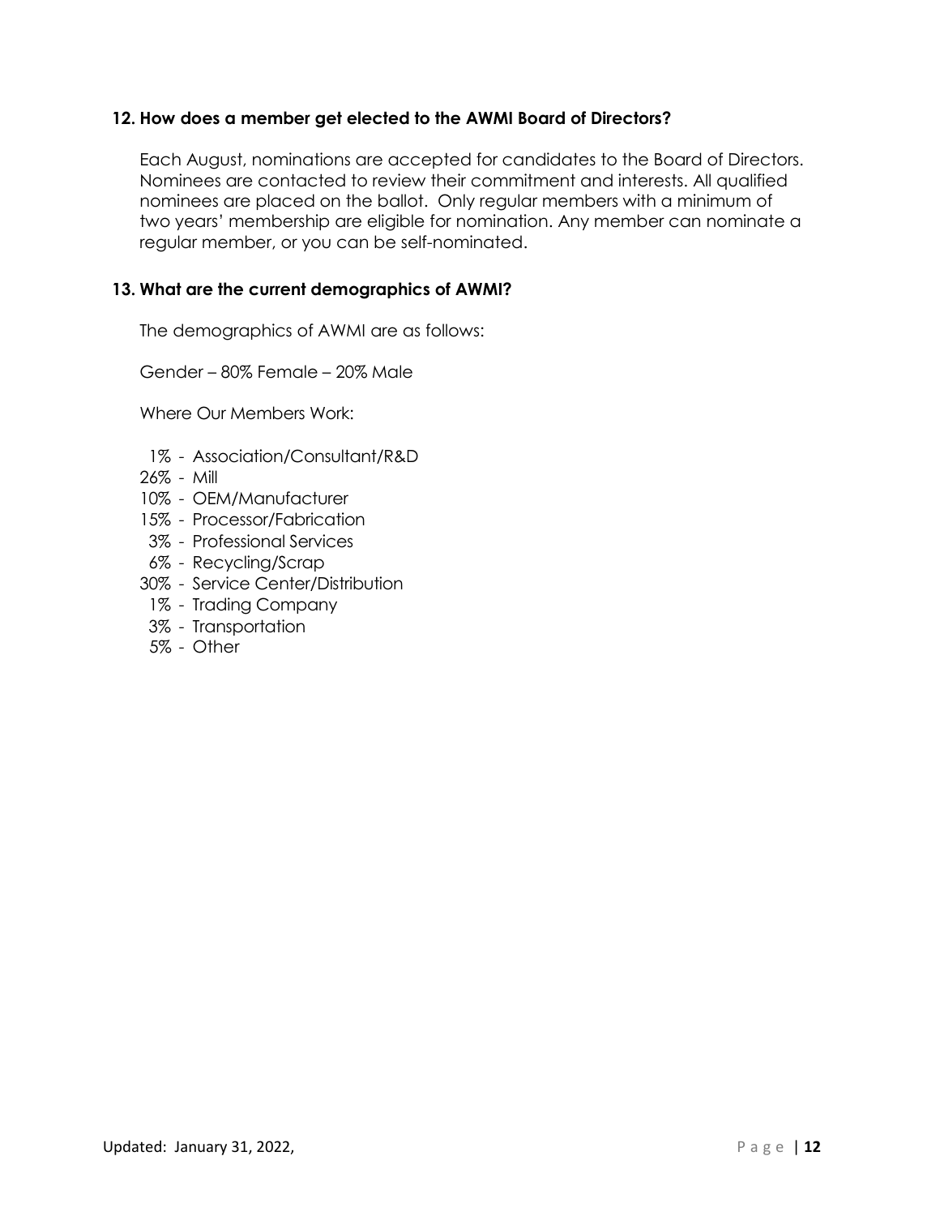### 12. How does a member get elected to the AWMI Board of Directors?

Each August, nominations are accepted for candidates to the Board of Directors. Nominees are contacted to review their commitment and interests. All qualified nominees are placed on the ballot. Only regular members with a minimum of two years' membership are eligible for nomination. Any member can nominate a regular member, or you can be self-nominated.

### 13. What are the current demographics of AWMI?

The demographics of AWMI are as follows:

Gender – 80% Female – 20% Male

Where Our Members Work:

- 1% - Association/Consultant/R&D
- 26% - Mill
- 10% - OEM/Manufacturer
- 15% - Processor/Fabrication
- 3% - Professional Services
- 6% - Recycling/Scrap
- 30% - Service Center/Distribution
- 1% - Trading Company
- 3% - Transportation
- 5% - Other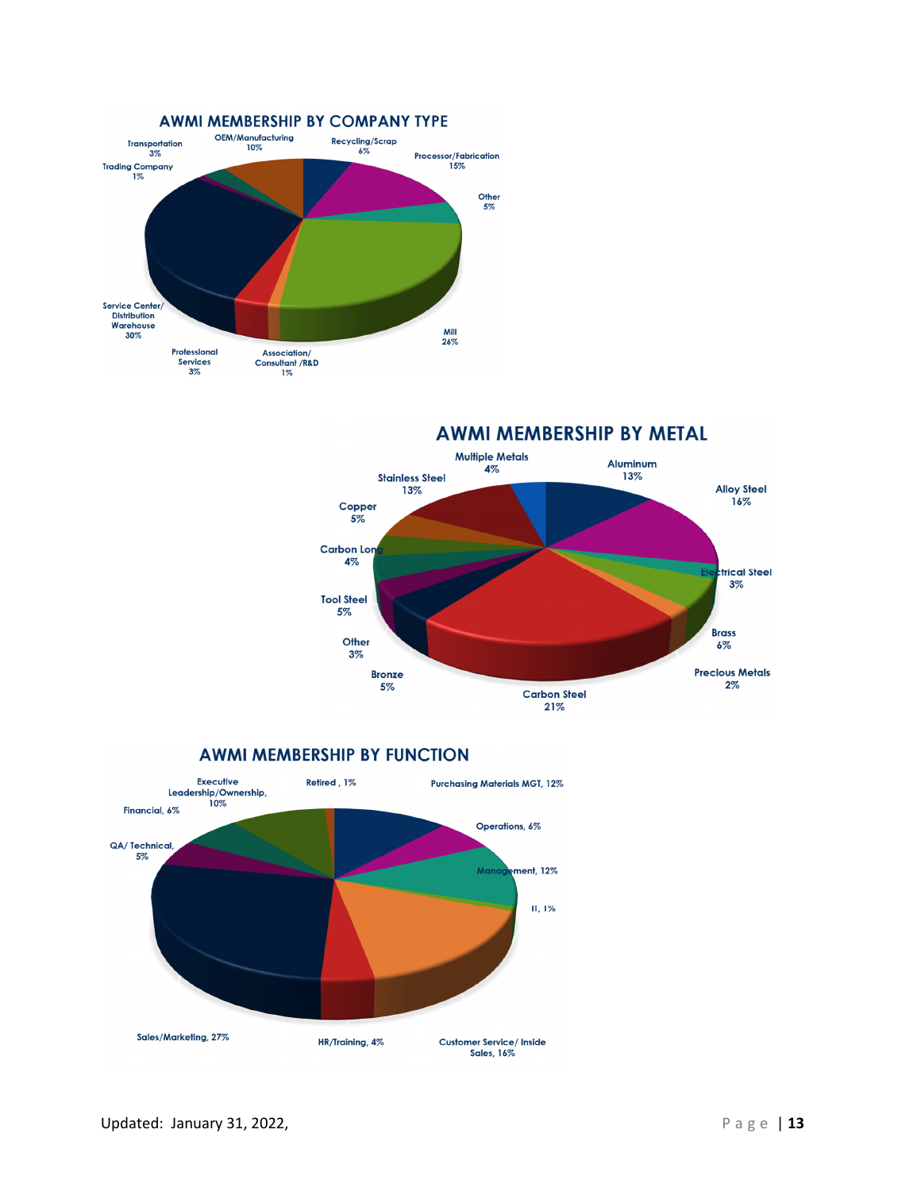## AWMI MEMBERSHIP BY COMPANY TYPE

Transportation 3%

OEM/Manufacturing 10%

Recycling/Scrap 6%

Processor/Fabrication 15%

Trading Company 1%

Other 5%

Service Center/ Distribution Warehouse 30%

Mill 26%

Professional Services 3%

Association/ Consultant /R&D 1%

## AWMI MEMBERSHIP BY METAL

Multiple Metals 4%

Aluminum 13%

Stainless Steel 13%

Alloy Steel 16%

Copper 5%

Carbon Long 4%

Electrical Steel 3%

Tool Steel 5%

Brass 6%

Other 3%

Precious Metals 2%

Bronze 5%

Carbon Steel 21%

## AWMI MEMBERSHIP BY FUNCTION

Executive Leadership/Ownership, 10%

Retired , 1%

Purchasing Materials MGT, 12%

Financial, 6%

Operations, 6%

QA/ Technical, 5%

Management, 12%

IT, 1%

Sales/Marketing, 27%

HR/Training, 4%

Customer Service/ Inside Sales, 16%

Updated: January 31, 2022,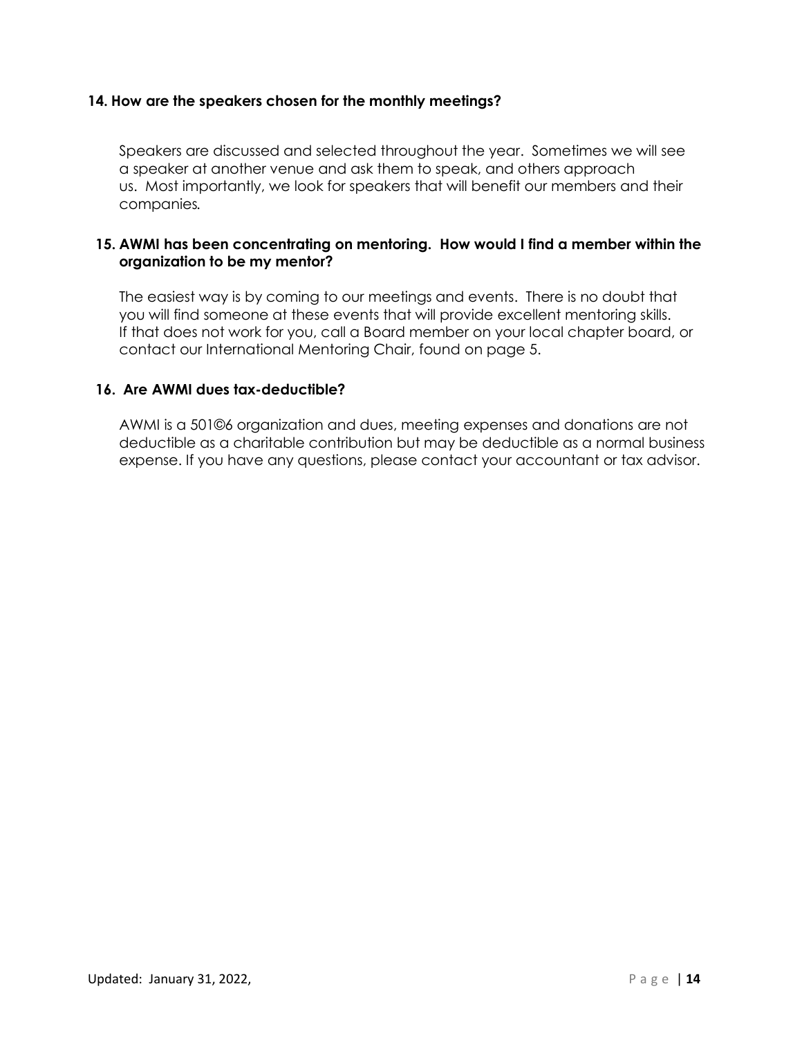**14. How are the speakers chosen for the monthly meetings?**

Speakers are discussed and selected throughout the year. Sometimes we will see a speaker at another venue and ask them to speak, and others approach us. Most importantly, we look for speakers that will benefit our members and their companies.

**15. AWMI has been concentrating on mentoring. How would I find a member within the organization to be my mentor?**

The easiest way is by coming to our meetings and events. There is no doubt that you will find someone at these events that will provide excellent mentoring skills. If that does not work for you, call a Board member on your local chapter board, or contact our International Mentoring Chair, found on page 5.

**16. Are AWMI dues tax-deductible?**

AWMI is a 501©6 organization and dues, meeting expenses and donations are not deductible as a charitable contribution but may be deductible as a normal business expense. If you have any questions, please contact your accountant or tax advisor.

Updated: January 31, 2022,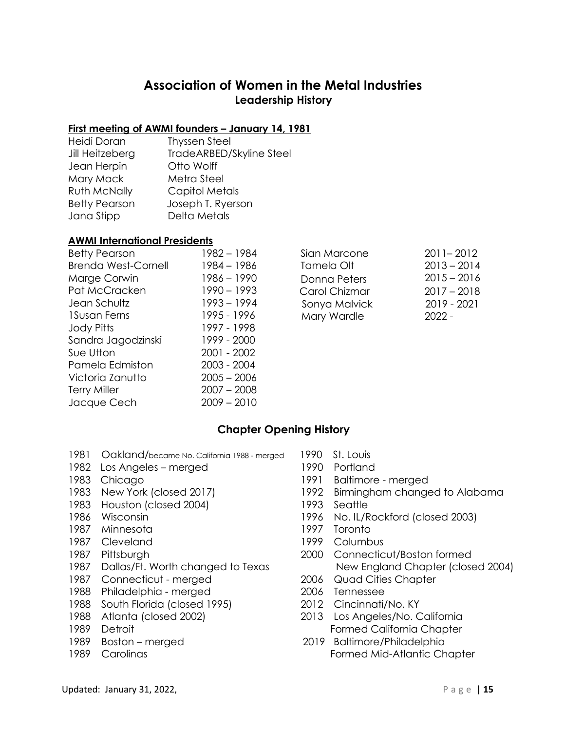# Association of Women in the Metal Industries

## Leadership History

### First meeting of AWMI founders – January 14, 1981

| | |
|---|---|
| Heidi Doran | Thyssen Steel |
| Jill Heitzeberg | TradeARBED/Skyline Steel |
| Jean Herpin | Otto Wolff |
| Mary Mack | Metra Steel |
| Ruth McNally | Capitol Metals |
| Betty Pearson | Joseph T. Ryerson |
| Jana Stipp | Delta Metals |

### AWMI International Presidents

| | |
|---|---|
| Betty Pearson | 1982 – 1984 |
| Brenda West-Cornell | 1984 – 1986 |
| Marge Corwin | 1986 – 1990 |
| Pat McCracken | 1990 – 1993 |
| Jean Schultz | 1993 – 1994 |
| 1Susan Ferns | 1995 - 1996 |
| Jody Pitts | 1997 - 1998 |
| Sandra Jagodzinski | 1999 - 2000 |
| Sue Utton | 2001 - 2002 |
| Pamela Edmiston | 2003 - 2004 |
| Victoria Zanutto | 2005 – 2006 |
| Terry Miller | 2007 – 2008 |
| Jacque Cech | 2009 – 2010 |
| Sian Marcone | 2011– 2012 |
| Tamela Olt | 2013 – 2014 |
| Donna Peters | 2015 – 2016 |
| Carol Chizmar | 2017 – 2018 |
| Sonya Malvick | 2019 - 2021 |
| Mary Wardle | 2022 - |

## Chapter Opening History

| | |
|---|---|
| 1981 | Oakland/became No. California 1988 - merged |
| 1982 | Los Angeles – merged |
| 1983 | Chicago |
| 1983 | New York (closed 2017) |
| 1983 | Houston (closed 2004) |
| 1986 | Wisconsin |
| 1987 | Minnesota |
| 1987 | Cleveland |
| 1987 | Pittsburgh |
| 1987 | Dallas/Ft. Worth changed to Texas |
| 1987 | Connecticut - merged |
| 1988 | Philadelphia - merged |
| 1988 | South Florida (closed 1995) |
| 1988 | Atlanta (closed 2002) |
| 1989 | Detroit |
| 1989 | Boston – merged |
| 1989 | Carolinas |
| 1990 | St. Louis |
| 1990 | Portland |
| 1991 | Baltimore - merged |
| 1992 | Birmingham changed to Alabama |
| 1993 | Seattle |
| 1996 | No. IL/Rockford (closed 2003) |
| 1997 | Toronto |
| 1999 | Columbus |
| 2000 | Connecticut/Boston formed New England Chapter (closed 2004) |
| 2006 | Quad Cities Chapter |
| 2006 | Tennessee |
| 2012 | Cincinnati/No. KY |
| 2013 | Los Angeles/No. California Formed California Chapter |
| 2019 | Baltimore/Philadelphia Formed Mid-Atlantic Chapter |

Updated: January 31, 2022,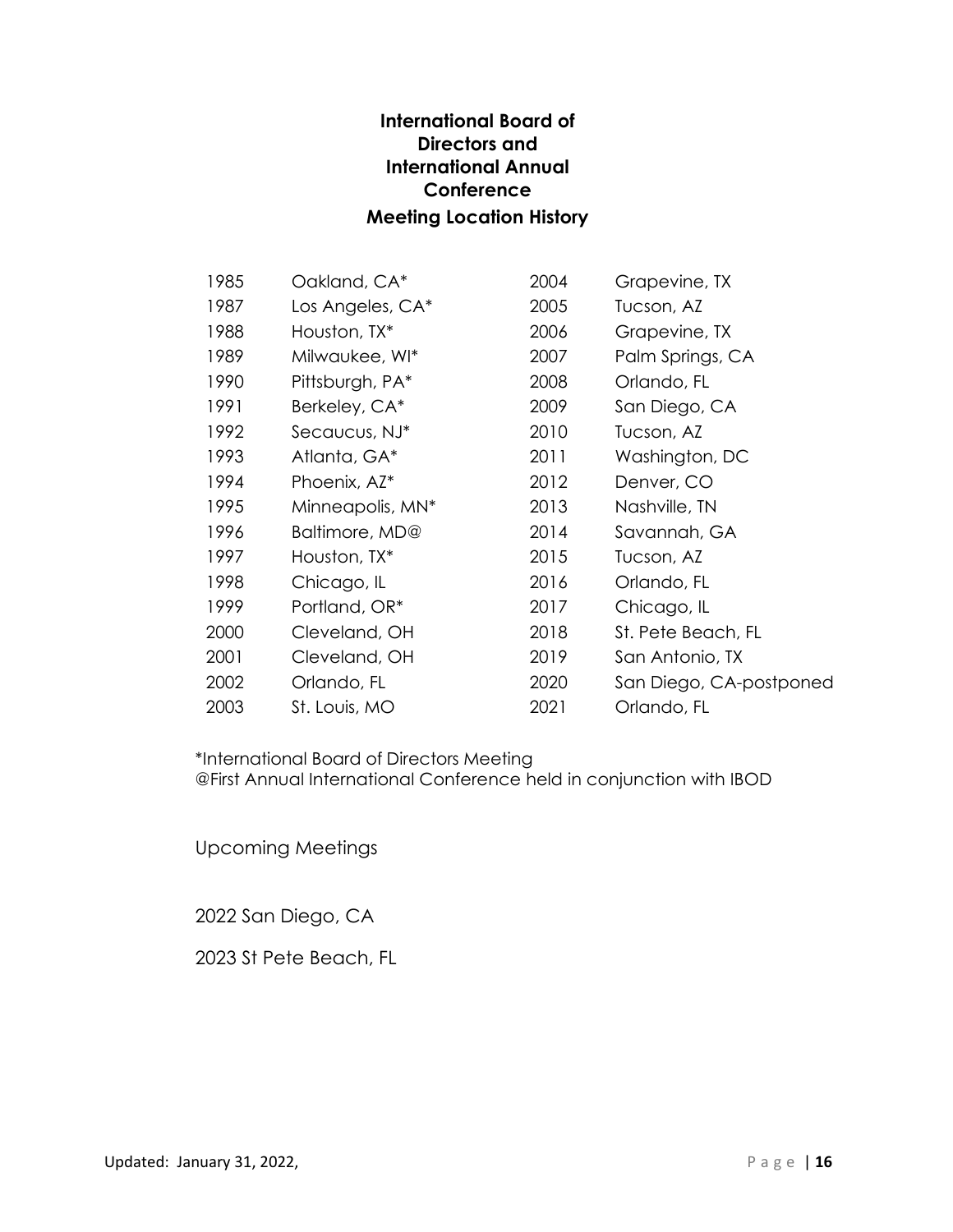## International Board of Directors and International Annual Conference

## Meeting Location History

| | | | |
|---|---|---|---|
| 1985 | Oakland, CA* | 2004 | Grapevine, TX |
| 1987 | Los Angeles, CA* | 2005 | Tucson, AZ |
| 1988 | Houston, TX* | 2006 | Grapevine, TX |
| 1989 | Milwaukee, WI* | 2007 | Palm Springs, CA |
| 1990 | Pittsburgh, PA* | 2008 | Orlando, FL |
| 1991 | Berkeley, CA* | 2009 | San Diego, CA |
| 1992 | Secaucus, NJ* | 2010 | Tucson, AZ |
| 1993 | Atlanta, GA* | 2011 | Washington, DC |
| 1994 | Phoenix, AZ* | 2012 | Denver, CO |
| 1995 | Minneapolis, MN* | 2013 | Nashville, TN |
| 1996 | Baltimore, MD@ | 2014 | Savannah, GA |
| 1997 | Houston, TX* | 2015 | Tucson, AZ |
| 1998 | Chicago, IL | 2016 | Orlando, FL |
| 1999 | Portland, OR* | 2017 | Chicago, IL |
| 2000 | Cleveland, OH | 2018 | St. Pete Beach, FL |
| 2001 | Cleveland, OH | 2019 | San Antonio, TX |
| 2002 | Orlando, FL | 2020 | San Diego, CA-postponed |
| 2003 | St. Louis, MO | 2021 | Orlando, FL |

*International Board of Directors Meeting
@First Annual International Conference held in conjunction with IBOD

Upcoming Meetings

2022 San Diego, CA

2023 St Pete Beach, FL

Updated: January 31, 2022,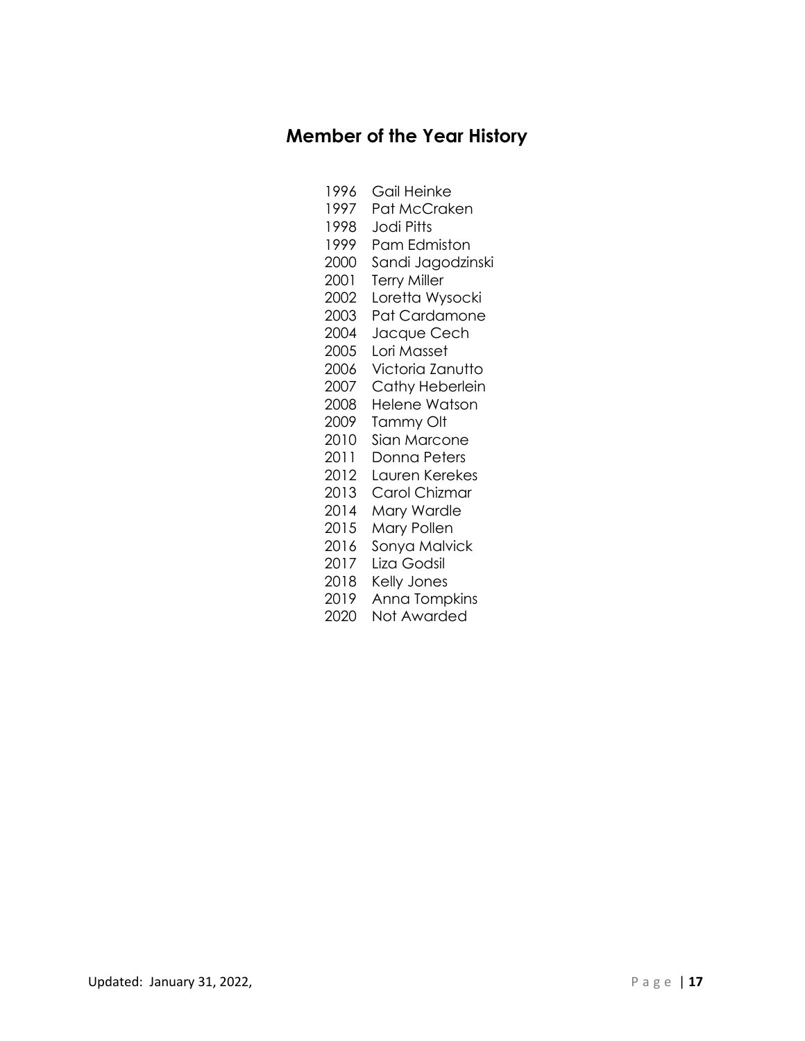## Member of the Year History

1996 Gail Heinke
1997 Pat McCraken
1998 Jodi Pitts
1999 Pam Edmiston
2000 Sandi Jagodzinski
2001 Terry Miller
2002 Loretta Wysocki
2003 Pat Cardamone
2004 Jacque Cech
2005 Lori Masset
2006 Victoria Zanutto
2007 Cathy Heberlein
2008 Helene Watson
2009 Tammy Olt
2010 Sian Marcone
2011 Donna Peters
2012 Lauren Kerekes
2013 Carol Chizmar
2014 Mary Wardle
2015 Mary Pollen
2016 Sonya Malvick
2017 Liza Godsil
2018 Kelly Jones
2019 Anna Tompkins
2020 Not Awarded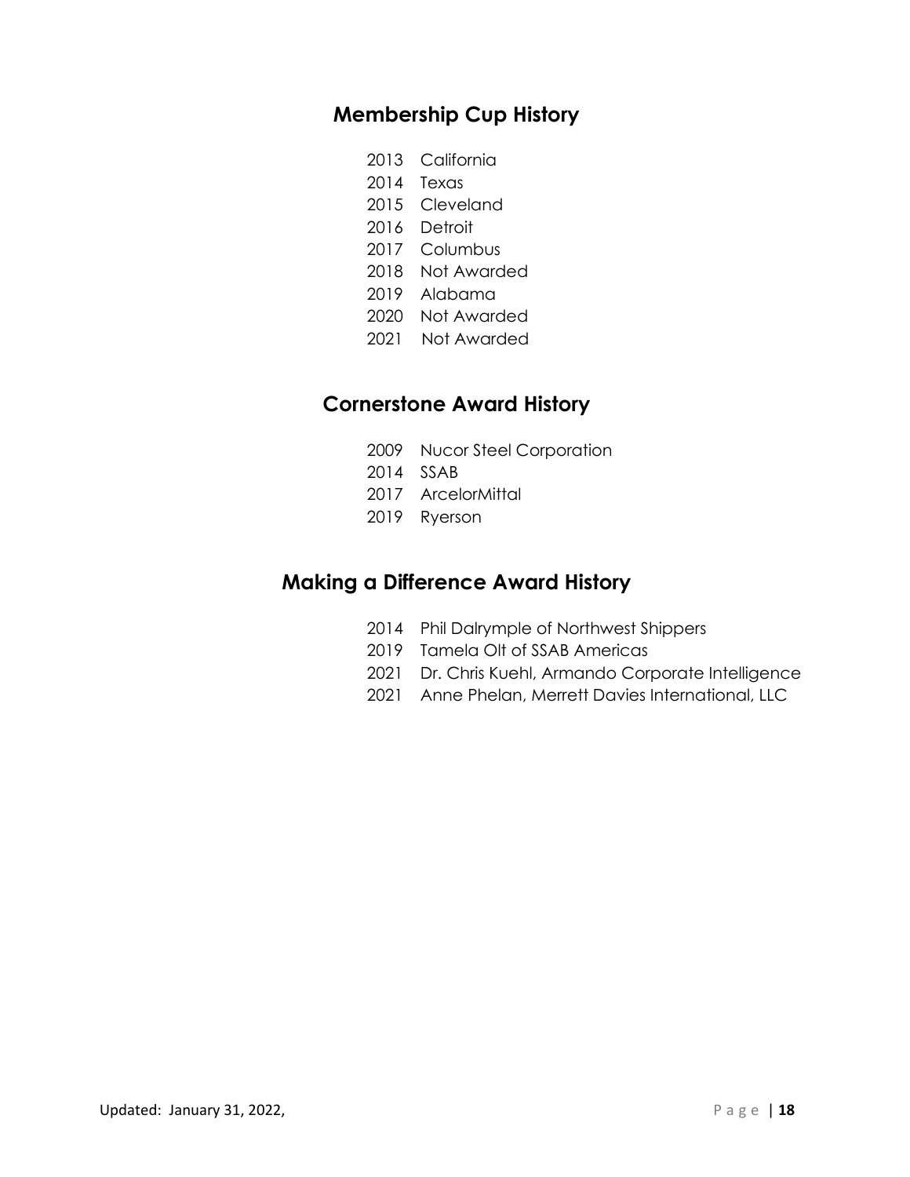## Membership Cup History

2013 California
2014 Texas
2015 Cleveland
2016 Detroit
2017 Columbus
2018 Not Awarded
2019 Alabama
2020 Not Awarded
2021 Not Awarded

## Cornerstone Award History

2009 Nucor Steel Corporation
2014 SSAB
2017 ArcelorMittal
2019 Ryerson

## Making a Difference Award History

2014 Phil Dalrymple of Northwest Shippers
2019 Tamela Olt of SSAB Americas
2021 Dr. Chris Kuehl, Armando Corporate Intelligence
2021 Anne Phelan, Merrett Davies International, LLC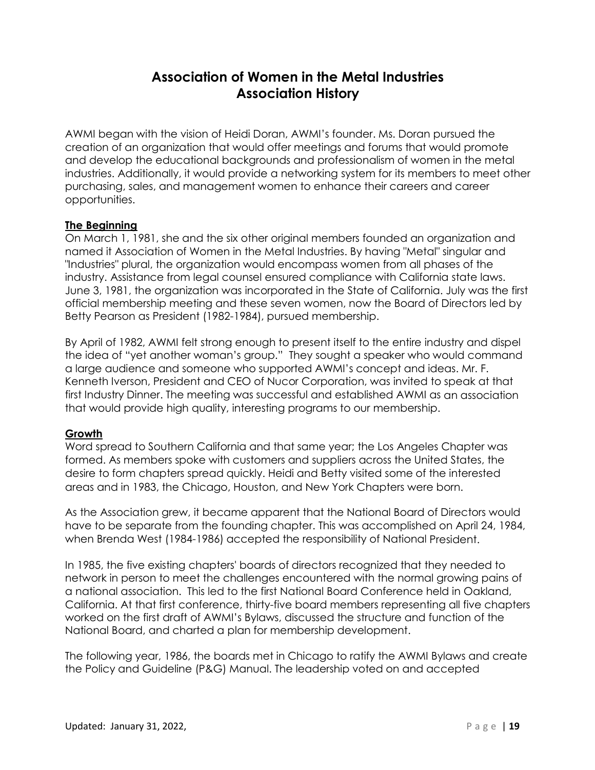# Association of Women in the Metal Industries
# Association History

AWMI began with the vision of Heidi Doran, AWMI's founder. Ms. Doran pursued the creation of an organization that would offer meetings and forums that would promote and develop the educational backgrounds and professionalism of women in the metal industries. Additionally, it would provide a networking system for its members to meet other purchasing, sales, and management women to enhance their careers and career opportunities.

## The Beginning

On March 1, 1981, she and the six other original members founded an organization and named it Association of Women in the Metal Industries. By having "Metal" singular and "Industries" plural, the organization would encompass women from all phases of the industry. Assistance from legal counsel ensured compliance with California state laws. June 3, 1981, the organization was incorporated in the State of California. July was the first official membership meeting and these seven women, now the Board of Directors led by Betty Pearson as President (1982-1984), pursued membership.

By April of 1982, AWMI felt strong enough to present itself to the entire industry and dispel the idea of "yet another woman's group." They sought a speaker who would command a large audience and someone who supported AWMI's concept and ideas. Mr. F. Kenneth Iverson, President and CEO of Nucor Corporation, was invited to speak at that first Industry Dinner. The meeting was successful and established AWMI as an association that would provide high quality, interesting programs to our membership.

## Growth

Word spread to Southern California and that same year; the Los Angeles Chapter was formed. As members spoke with customers and suppliers across the United States, the desire to form chapters spread quickly. Heidi and Betty visited some of the interested areas and in 1983, the Chicago, Houston, and New York Chapters were born.

As the Association grew, it became apparent that the National Board of Directors would have to be separate from the founding chapter. This was accomplished on April 24, 1984, when Brenda West (1984-1986) accepted the responsibility of National President.

In 1985, the five existing chapters' boards of directors recognized that they needed to network in person to meet the challenges encountered with the normal growing pains of a national association. This led to the first National Board Conference held in Oakland, California. At that first conference, thirty-five board members representing all five chapters worked on the first draft of AWMI's Bylaws, discussed the structure and function of the National Board, and charted a plan for membership development.

The following year, 1986, the boards met in Chicago to ratify the AWMI Bylaws and create the Policy and Guideline (P&G) Manual. The leadership voted on and accepted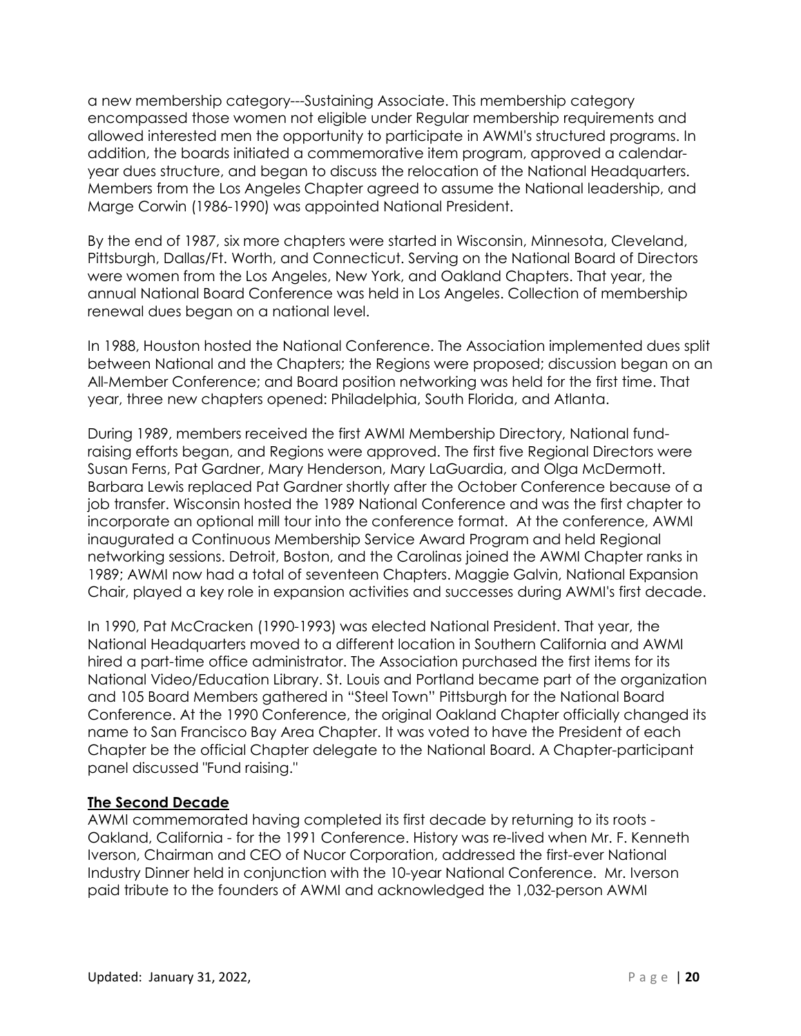a new membership category---Sustaining Associate. This membership category encompassed those women not eligible under Regular membership requirements and allowed interested men the opportunity to participate in AWMI's structured programs. In addition, the boards initiated a commemorative item program, approved a calendar-year dues structure, and began to discuss the relocation of the National Headquarters. Members from the Los Angeles Chapter agreed to assume the National leadership, and Marge Corwin (1986-1990) was appointed National President.

By the end of 1987, six more chapters were started in Wisconsin, Minnesota, Cleveland, Pittsburgh, Dallas/Ft. Worth, and Connecticut. Serving on the National Board of Directors were women from the Los Angeles, New York, and Oakland Chapters. That year, the annual National Board Conference was held in Los Angeles. Collection of membership renewal dues began on a national level.

In 1988, Houston hosted the National Conference. The Association implemented dues split between National and the Chapters; the Regions were proposed; discussion began on an All-Member Conference; and Board position networking was held for the first time. That year, three new chapters opened: Philadelphia, South Florida, and Atlanta.

During 1989, members received the first AWMI Membership Directory, National fund-raising efforts began, and Regions were approved. The first five Regional Directors were Susan Ferns, Pat Gardner, Mary Henderson, Mary LaGuardia, and Olga McDermott. Barbara Lewis replaced Pat Gardner shortly after the October Conference because of a job transfer. Wisconsin hosted the 1989 National Conference and was the first chapter to incorporate an optional mill tour into the conference format. At the conference, AWMI inaugurated a Continuous Membership Service Award Program and held Regional networking sessions. Detroit, Boston, and the Carolinas joined the AWMI Chapter ranks in 1989; AWMI now had a total of seventeen Chapters. Maggie Galvin, National Expansion Chair, played a key role in expansion activities and successes during AWMI's first decade.

In 1990, Pat McCracken (1990-1993) was elected National President. That year, the National Headquarters moved to a different location in Southern California and AWMI hired a part-time office administrator. The Association purchased the first items for its National Video/Education Library. St. Louis and Portland became part of the organization and 105 Board Members gathered in "Steel Town" Pittsburgh for the National Board Conference. At the 1990 Conference, the original Oakland Chapter officially changed its name to San Francisco Bay Area Chapter. It was voted to have the President of each Chapter be the official Chapter delegate to the National Board. A Chapter-participant panel discussed "Fund raising."

### The Second Decade

AWMI commemorated having completed its first decade by returning to its roots - Oakland, California - for the 1991 Conference. History was re-lived when Mr. F. Kenneth Iverson, Chairman and CEO of Nucor Corporation, addressed the first-ever National Industry Dinner held in conjunction with the 10-year National Conference. Mr. Iverson paid tribute to the founders of AWMI and acknowledged the 1,032-person AWMI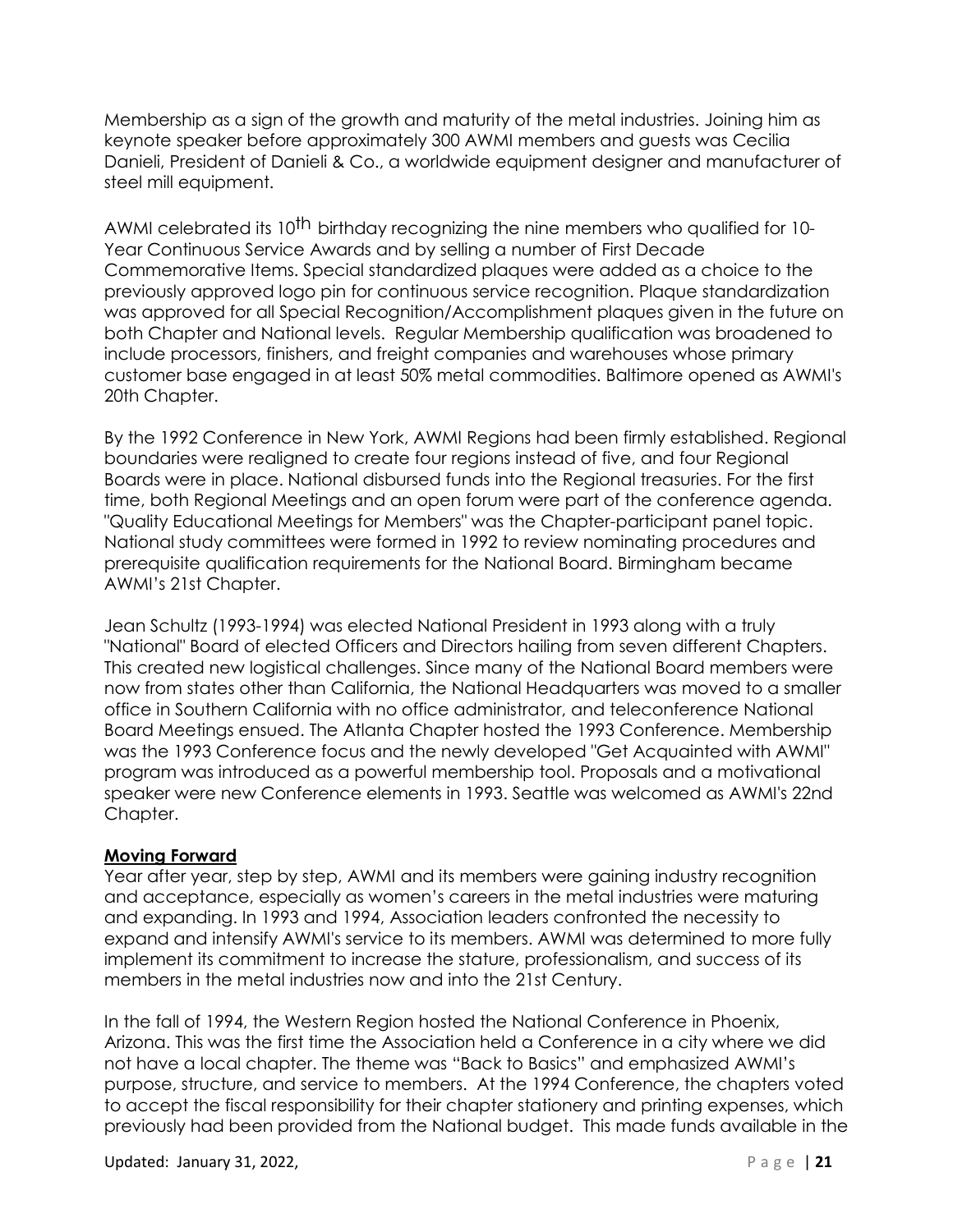Membership as a sign of the growth and maturity of the metal industries. Joining him as keynote speaker before approximately 300 AWMI members and guests was Cecilia Danieli, President of Danieli & Co., a worldwide equipment designer and manufacturer of steel mill equipment.

AWMI celebrated its 10th birthday recognizing the nine members who qualified for 10-Year Continuous Service Awards and by selling a number of First Decade Commemorative Items. Special standardized plaques were added as a choice to the previously approved logo pin for continuous service recognition. Plaque standardization was approved for all Special Recognition/Accomplishment plaques given in the future on both Chapter and National levels. Regular Membership qualification was broadened to include processors, finishers, and freight companies and warehouses whose primary customer base engaged in at least 50% metal commodities. Baltimore opened as AWMI's 20th Chapter.

By the 1992 Conference in New York, AWMI Regions had been firmly established. Regional boundaries were realigned to create four regions instead of five, and four Regional Boards were in place. National disbursed funds into the Regional treasuries. For the first time, both Regional Meetings and an open forum were part of the conference agenda. "Quality Educational Meetings for Members" was the Chapter-participant panel topic. National study committees were formed in 1992 to review nominating procedures and prerequisite qualification requirements for the National Board. Birmingham became AWMI's 21st Chapter.

Jean Schultz (1993-1994) was elected National President in 1993 along with a truly "National" Board of elected Officers and Directors hailing from seven different Chapters. This created new logistical challenges. Since many of the National Board members were now from states other than California, the National Headquarters was moved to a smaller office in Southern California with no office administrator, and teleconference National Board Meetings ensued. The Atlanta Chapter hosted the 1993 Conference. Membership was the 1993 Conference focus and the newly developed "Get Acquainted with AWMI" program was introduced as a powerful membership tool. Proposals and a motivational speaker were new Conference elements in 1993. Seattle was welcomed as AWMI's 22nd Chapter.

**Moving Forward**

Year after year, step by step, AWMI and its members were gaining industry recognition and acceptance, especially as women's careers in the metal industries were maturing and expanding. In 1993 and 1994, Association leaders confronted the necessity to expand and intensify AWMI's service to its members. AWMI was determined to more fully implement its commitment to increase the stature, professionalism, and success of its members in the metal industries now and into the 21st Century.

In the fall of 1994, the Western Region hosted the National Conference in Phoenix, Arizona. This was the first time the Association held a Conference in a city where we did not have a local chapter. The theme was "Back to Basics" and emphasized AWMI's purpose, structure, and service to members. At the 1994 Conference, the chapters voted to accept the fiscal responsibility for their chapter stationery and printing expenses, which previously had been provided from the National budget. This made funds available in the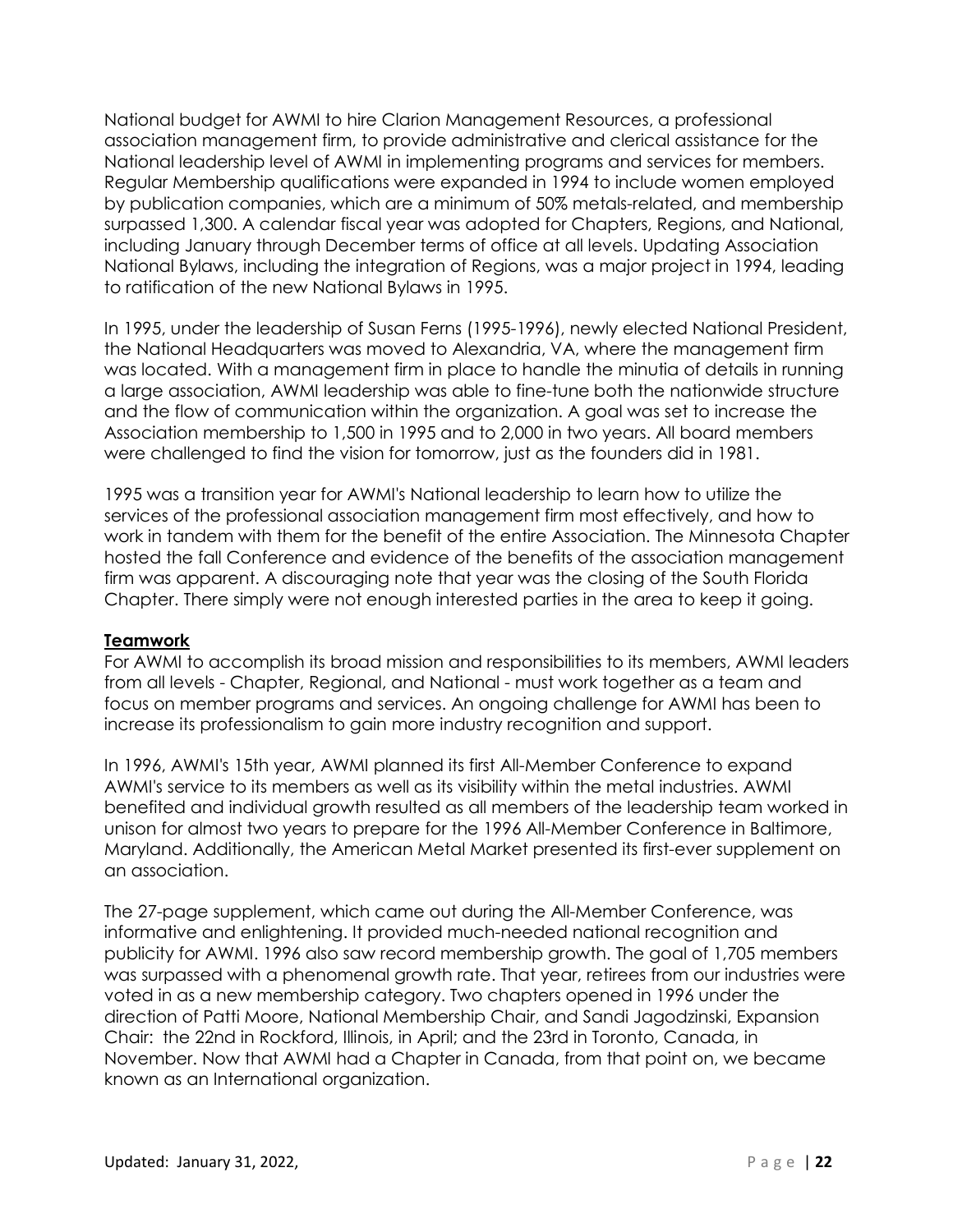National budget for AWMI to hire Clarion Management Resources, a professional association management firm, to provide administrative and clerical assistance for the National leadership level of AWMI in implementing programs and services for members. Regular Membership qualifications were expanded in 1994 to include women employed by publication companies, which are a minimum of 50% metals-related, and membership surpassed 1,300. A calendar fiscal year was adopted for Chapters, Regions, and National, including January through December terms of office at all levels. Updating Association National Bylaws, including the integration of Regions, was a major project in 1994, leading to ratification of the new National Bylaws in 1995.

In 1995, under the leadership of Susan Ferns (1995-1996), newly elected National President, the National Headquarters was moved to Alexandria, VA, where the management firm was located. With a management firm in place to handle the minutia of details in running a large association, AWMI leadership was able to fine-tune both the nationwide structure and the flow of communication within the organization. A goal was set to increase the Association membership to 1,500 in 1995 and to 2,000 in two years. All board members were challenged to find the vision for tomorrow, just as the founders did in 1981.

1995 was a transition year for AWMI's National leadership to learn how to utilize the services of the professional association management firm most effectively, and how to work in tandem with them for the benefit of the entire Association. The Minnesota Chapter hosted the fall Conference and evidence of the benefits of the association management firm was apparent. A discouraging note that year was the closing of the South Florida Chapter. There simply were not enough interested parties in the area to keep it going.

**Teamwork**

For AWMI to accomplish its broad mission and responsibilities to its members, AWMI leaders from all levels - Chapter, Regional, and National - must work together as a team and focus on member programs and services. An ongoing challenge for AWMI has been to increase its professionalism to gain more industry recognition and support.

In 1996, AWMI's 15th year, AWMI planned its first All-Member Conference to expand AWMI's service to its members as well as its visibility within the metal industries. AWMI benefited and individual growth resulted as all members of the leadership team worked in unison for almost two years to prepare for the 1996 All-Member Conference in Baltimore, Maryland. Additionally, the American Metal Market presented its first-ever supplement on an association.

The 27-page supplement, which came out during the All-Member Conference, was informative and enlightening. It provided much-needed national recognition and publicity for AWMI. 1996 also saw record membership growth. The goal of 1,705 members was surpassed with a phenomenal growth rate. That year, retirees from our industries were voted in as a new membership category. Two chapters opened in 1996 under the direction of Patti Moore, National Membership Chair, and Sandi Jagodzinski, Expansion Chair: the 22nd in Rockford, Illinois, in April; and the 23rd in Toronto, Canada, in November. Now that AWMI had a Chapter in Canada, from that point on, we became known as an International organization.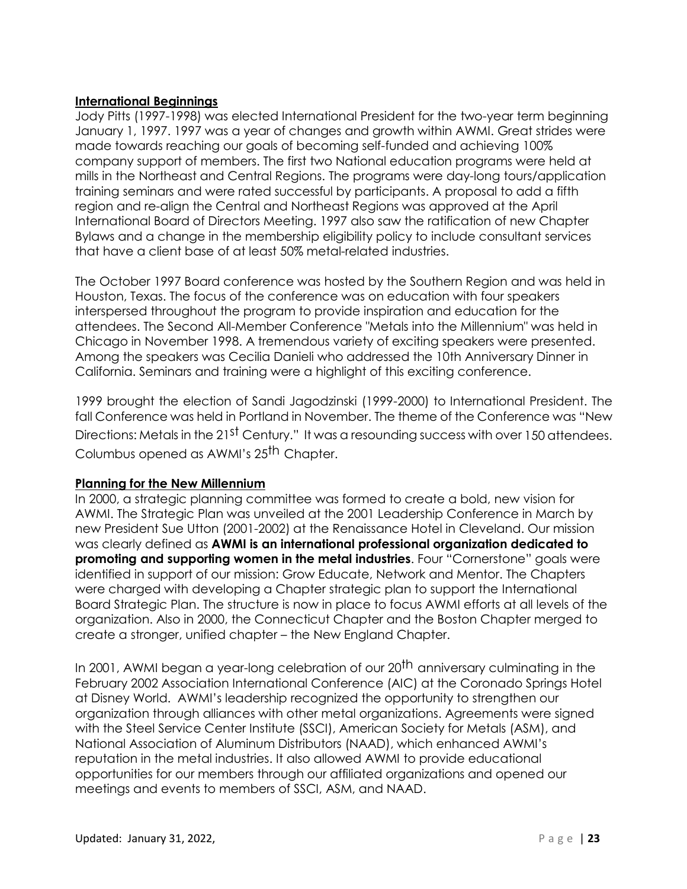**International Beginnings**

Jody Pitts (1997-1998) was elected International President for the two-year term beginning January 1, 1997. 1997 was a year of changes and growth within AWMI. Great strides were made towards reaching our goals of becoming self-funded and achieving 100% company support of members. The first two National education programs were held at mills in the Northeast and Central Regions. The programs were day-long tours/application training seminars and were rated successful by participants. A proposal to add a fifth region and re-align the Central and Northeast Regions was approved at the April International Board of Directors Meeting. 1997 also saw the ratification of new Chapter Bylaws and a change in the membership eligibility policy to include consultant services that have a client base of at least 50% metal-related industries.

The October 1997 Board conference was hosted by the Southern Region and was held in Houston, Texas. The focus of the conference was on education with four speakers interspersed throughout the program to provide inspiration and education for the attendees. The Second All-Member Conference "Metals into the Millennium" was held in Chicago in November 1998. A tremendous variety of exciting speakers were presented. Among the speakers was Cecilia Danieli who addressed the 10th Anniversary Dinner in California. Seminars and training were a highlight of this exciting conference.

1999 brought the election of Sandi Jagodzinski (1999-2000) to International President. The fall Conference was held in Portland in November. The theme of the Conference was "New Directions: Metals in the 21st Century." It was a resounding success with over 150 attendees. Columbus opened as AWMI's 25th Chapter.

**Planning for the New Millennium**

In 2000, a strategic planning committee was formed to create a bold, new vision for AWMI. The Strategic Plan was unveiled at the 2001 Leadership Conference in March by new President Sue Utton (2001-2002) at the Renaissance Hotel in Cleveland. Our mission was clearly defined as **AWMI is an international professional organization dedicated to promoting and supporting women in the metal industries**. Four "Cornerstone" goals were identified in support of our mission: Grow Educate, Network and Mentor. The Chapters were charged with developing a Chapter strategic plan to support the International Board Strategic Plan. The structure is now in place to focus AWMI efforts at all levels of the organization. Also in 2000, the Connecticut Chapter and the Boston Chapter merged to create a stronger, unified chapter – the New England Chapter.

In 2001, AWMI began a year-long celebration of our 20th anniversary culminating in the February 2002 Association International Conference (AIC) at the Coronado Springs Hotel at Disney World. AWMI's leadership recognized the opportunity to strengthen our organization through alliances with other metal organizations. Agreements were signed with the Steel Service Center Institute (SSCI), American Society for Metals (ASM), and National Association of Aluminum Distributors (NAAD), which enhanced AWMI's reputation in the metal industries. It also allowed AWMI to provide educational opportunities for our members through our affiliated organizations and opened our meetings and events to members of SSCI, ASM, and NAAD.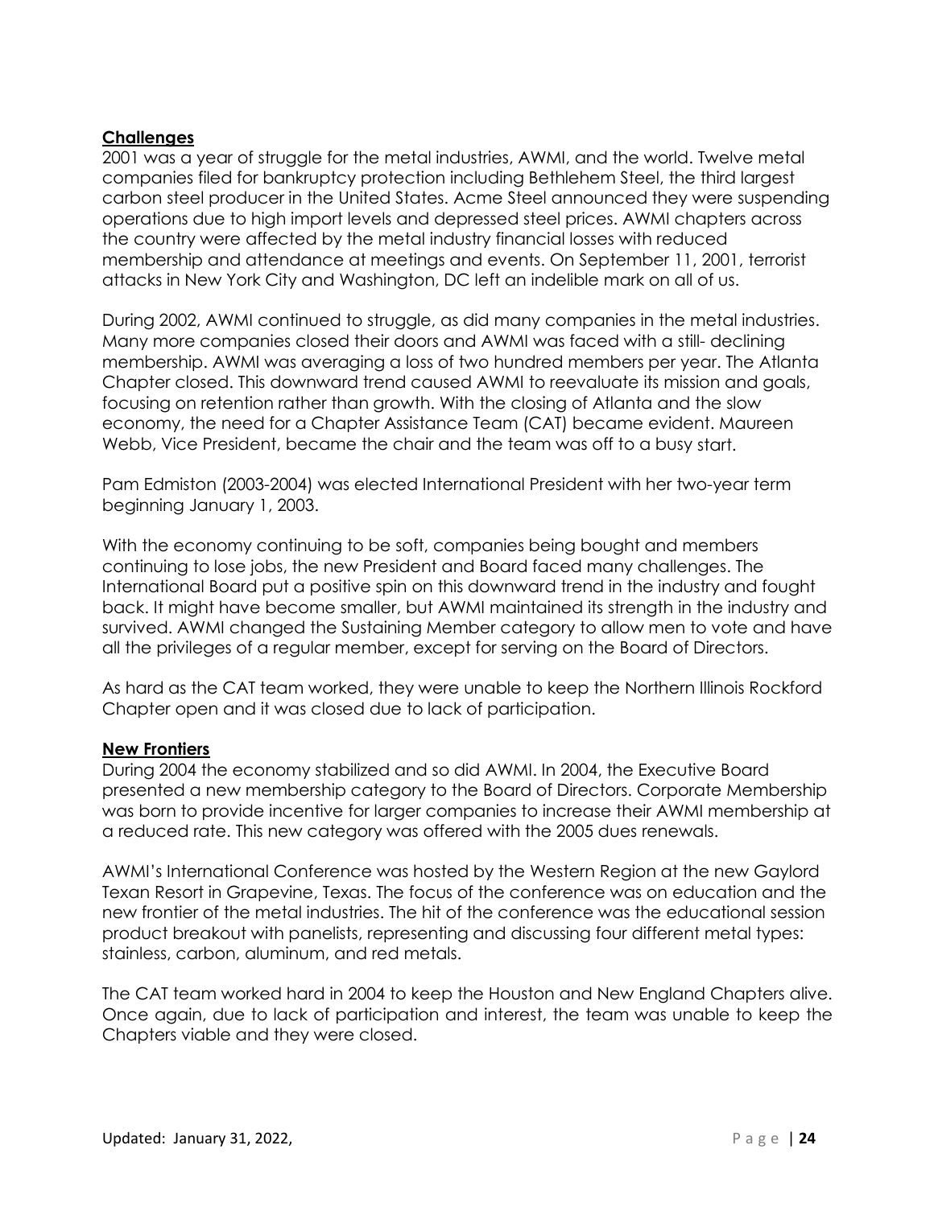## Challenges

2001 was a year of struggle for the metal industries, AWMI, and the world. Twelve metal companies filed for bankruptcy protection including Bethlehem Steel, the third largest carbon steel producer in the United States. Acme Steel announced they were suspending operations due to high import levels and depressed steel prices. AWMI chapters across the country were affected by the metal industry financial losses with reduced membership and attendance at meetings and events. On September 11, 2001, terrorist attacks in New York City and Washington, DC left an indelible mark on all of us.

During 2002, AWMI continued to struggle, as did many companies in the metal industries. Many more companies closed their doors and AWMI was faced with a still- declining membership. AWMI was averaging a loss of two hundred members per year. The Atlanta Chapter closed. This downward trend caused AWMI to reevaluate its mission and goals, focusing on retention rather than growth. With the closing of Atlanta and the slow economy, the need for a Chapter Assistance Team (CAT) became evident. Maureen Webb, Vice President, became the chair and the team was off to a busy start.

Pam Edmiston (2003-2004) was elected International President with her two-year term beginning January 1, 2003.

With the economy continuing to be soft, companies being bought and members continuing to lose jobs, the new President and Board faced many challenges. The International Board put a positive spin on this downward trend in the industry and fought back. It might have become smaller, but AWMI maintained its strength in the industry and survived. AWMI changed the Sustaining Member category to allow men to vote and have all the privileges of a regular member, except for serving on the Board of Directors.

As hard as the CAT team worked, they were unable to keep the Northern Illinois Rockford Chapter open and it was closed due to lack of participation.

## New Frontiers

During 2004 the economy stabilized and so did AWMI. In 2004, the Executive Board presented a new membership category to the Board of Directors. Corporate Membership was born to provide incentive for larger companies to increase their AWMI membership at a reduced rate. This new category was offered with the 2005 dues renewals.

AWMI's International Conference was hosted by the Western Region at the new Gaylord Texan Resort in Grapevine, Texas. The focus of the conference was on education and the new frontier of the metal industries. The hit of the conference was the educational session product breakout with panelists, representing and discussing four different metal types: stainless, carbon, aluminum, and red metals.

The CAT team worked hard in 2004 to keep the Houston and New England Chapters alive. Once again, due to lack of participation and interest, the team was unable to keep the Chapters viable and they were closed.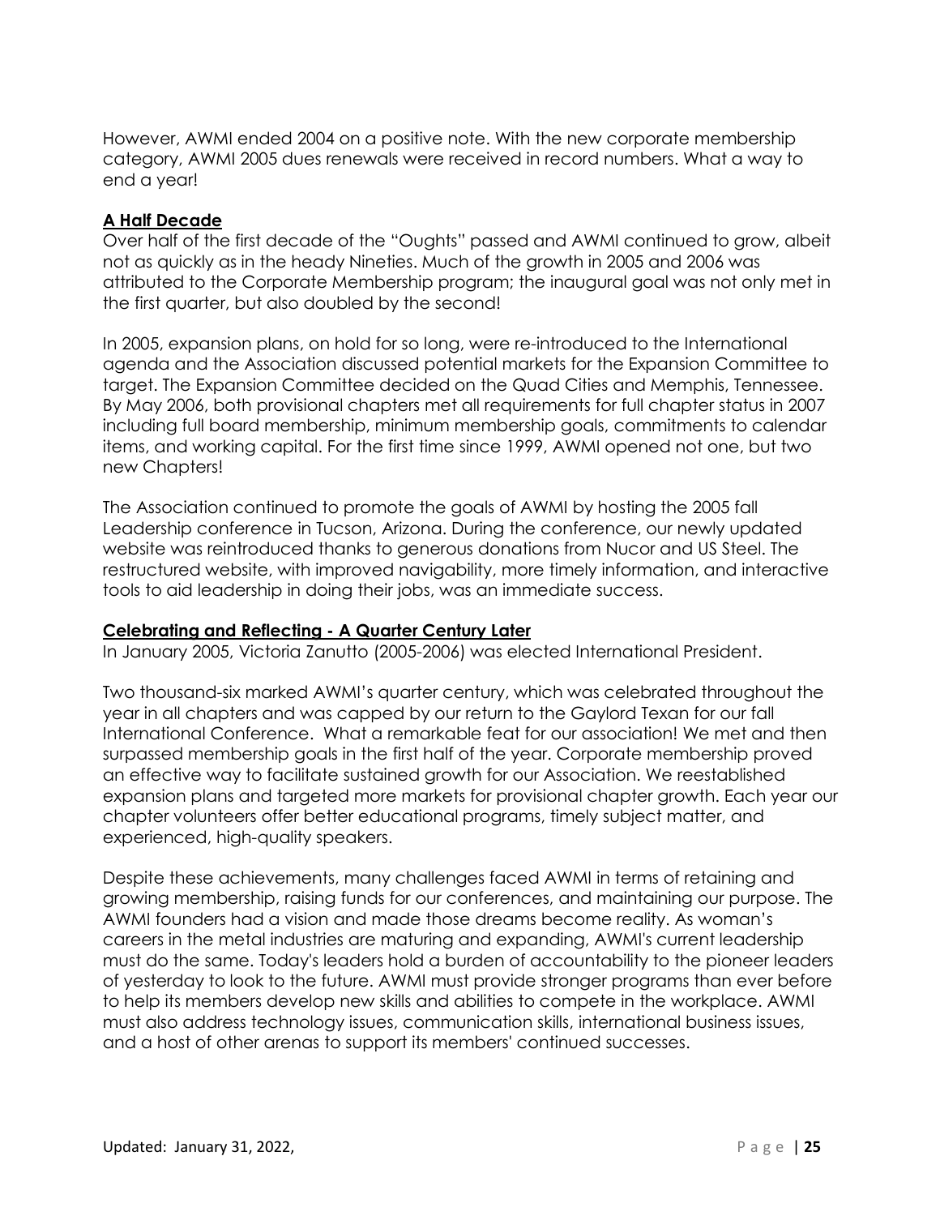However, AWMI ended 2004 on a positive note. With the new corporate membership category, AWMI 2005 dues renewals were received in record numbers. What a way to end a year!

## A Half Decade

Over half of the first decade of the "Oughts" passed and AWMI continued to grow, albeit not as quickly as in the heady Nineties. Much of the growth in 2005 and 2006 was attributed to the Corporate Membership program; the inaugural goal was not only met in the first quarter, but also doubled by the second!

In 2005, expansion plans, on hold for so long, were re-introduced to the International agenda and the Association discussed potential markets for the Expansion Committee to target. The Expansion Committee decided on the Quad Cities and Memphis, Tennessee. By May 2006, both provisional chapters met all requirements for full chapter status in 2007 including full board membership, minimum membership goals, commitments to calendar items, and working capital. For the first time since 1999, AWMI opened not one, but two new Chapters!

The Association continued to promote the goals of AWMI by hosting the 2005 fall Leadership conference in Tucson, Arizona. During the conference, our newly updated website was reintroduced thanks to generous donations from Nucor and US Steel. The restructured website, with improved navigability, more timely information, and interactive tools to aid leadership in doing their jobs, was an immediate success.

## Celebrating and Reflecting - A Quarter Century Later

In January 2005, Victoria Zanutto (2005-2006) was elected International President.

Two thousand-six marked AWMI's quarter century, which was celebrated throughout the year in all chapters and was capped by our return to the Gaylord Texan for our fall International Conference. What a remarkable feat for our association! We met and then surpassed membership goals in the first half of the year. Corporate membership proved an effective way to facilitate sustained growth for our Association. We reestablished expansion plans and targeted more markets for provisional chapter growth. Each year our chapter volunteers offer better educational programs, timely subject matter, and experienced, high-quality speakers.

Despite these achievements, many challenges faced AWMI in terms of retaining and growing membership, raising funds for our conferences, and maintaining our purpose. The AWMI founders had a vision and made those dreams become reality. As woman's careers in the metal industries are maturing and expanding, AWMI's current leadership must do the same. Today's leaders hold a burden of accountability to the pioneer leaders of yesterday to look to the future. AWMI must provide stronger programs than ever before to help its members develop new skills and abilities to compete in the workplace. AWMI must also address technology issues, communication skills, international business issues, and a host of other arenas to support its members' continued successes.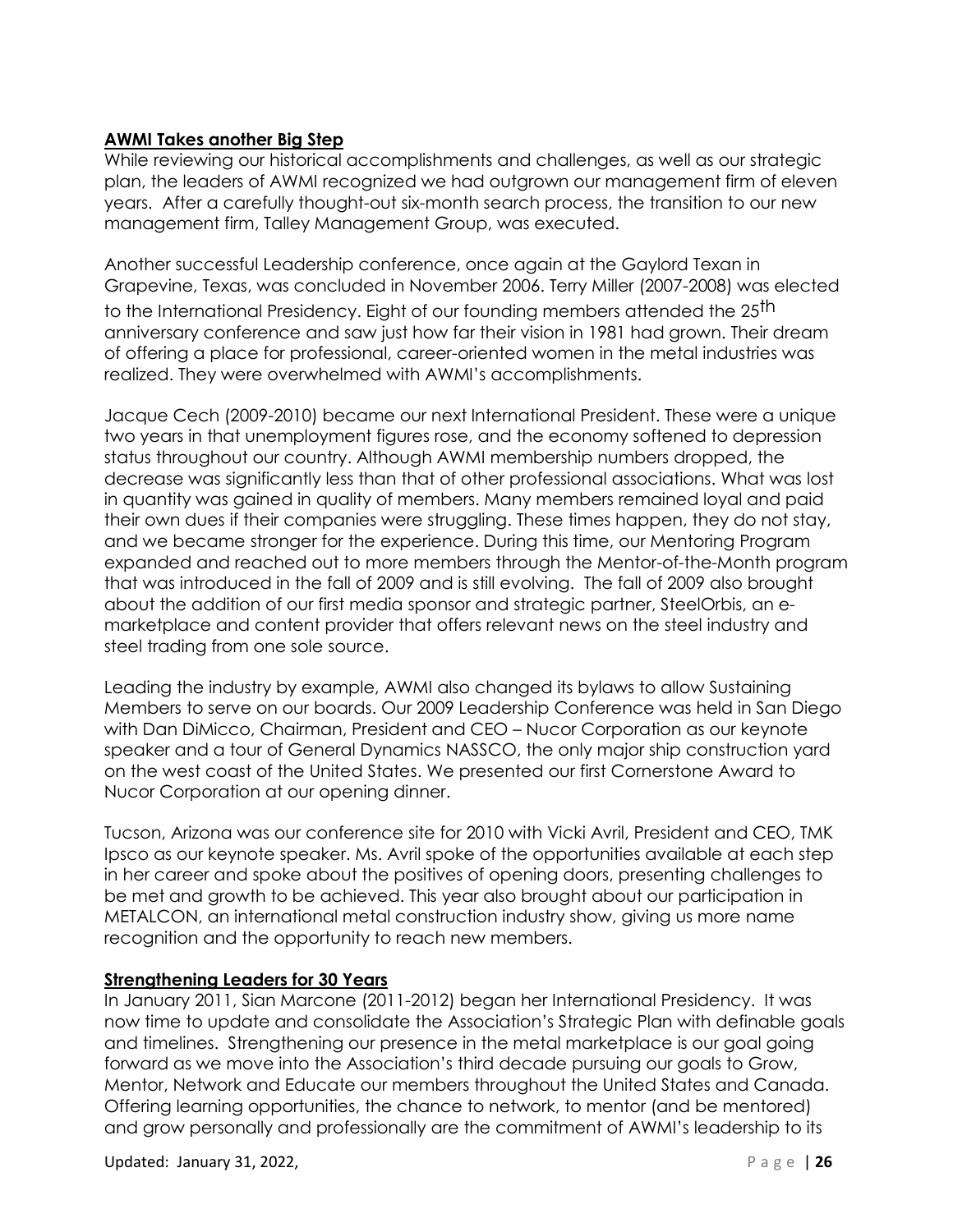**AWMI Takes another Big Step**

While reviewing our historical accomplishments and challenges, as well as our strategic plan, the leaders of AWMI recognized we had outgrown our management firm of eleven years. After a carefully thought-out six-month search process, the transition to our new management firm, Talley Management Group, was executed.

Another successful Leadership conference, once again at the Gaylord Texan in Grapevine, Texas, was concluded in November 2006. Terry Miller (2007-2008) was elected to the International Presidency. Eight of our founding members attended the 25th anniversary conference and saw just how far their vision in 1981 had grown. Their dream of offering a place for professional, career-oriented women in the metal industries was realized. They were overwhelmed with AWMI's accomplishments.

Jacque Cech (2009-2010) became our next International President. These were a unique two years in that unemployment figures rose, and the economy softened to depression status throughout our country. Although AWMI membership numbers dropped, the decrease was significantly less than that of other professional associations. What was lost in quantity was gained in quality of members. Many members remained loyal and paid their own dues if their companies were struggling. These times happen, they do not stay, and we became stronger for the experience. During this time, our Mentoring Program expanded and reached out to more members through the Mentor-of-the-Month program that was introduced in the fall of 2009 and is still evolving. The fall of 2009 also brought about the addition of our first media sponsor and strategic partner, SteelOrbis, an e-marketplace and content provider that offers relevant news on the steel industry and steel trading from one sole source.

Leading the industry by example, AWMI also changed its bylaws to allow Sustaining Members to serve on our boards. Our 2009 Leadership Conference was held in San Diego with Dan DiMicco, Chairman, President and CEO – Nucor Corporation as our keynote speaker and a tour of General Dynamics NASSCO, the only major ship construction yard on the west coast of the United States. We presented our first Cornerstone Award to Nucor Corporation at our opening dinner.

Tucson, Arizona was our conference site for 2010 with Vicki Avril, President and CEO, TMK Ipsco as our keynote speaker. Ms. Avril spoke of the opportunities available at each step in her career and spoke about the positives of opening doors, presenting challenges to be met and growth to be achieved. This year also brought about our participation in METALCON, an international metal construction industry show, giving us more name recognition and the opportunity to reach new members.

**Strengthening Leaders for 30 Years**

In January 2011, Sian Marcone (2011-2012) began her International Presidency. It was now time to update and consolidate the Association's Strategic Plan with definable goals and timelines. Strengthening our presence in the metal marketplace is our goal going forward as we move into the Association's third decade pursuing our goals to Grow, Mentor, Network and Educate our members throughout the United States and Canada. Offering learning opportunities, the chance to network, to mentor (and be mentored) and grow personally and professionally are the commitment of AWMI's leadership to its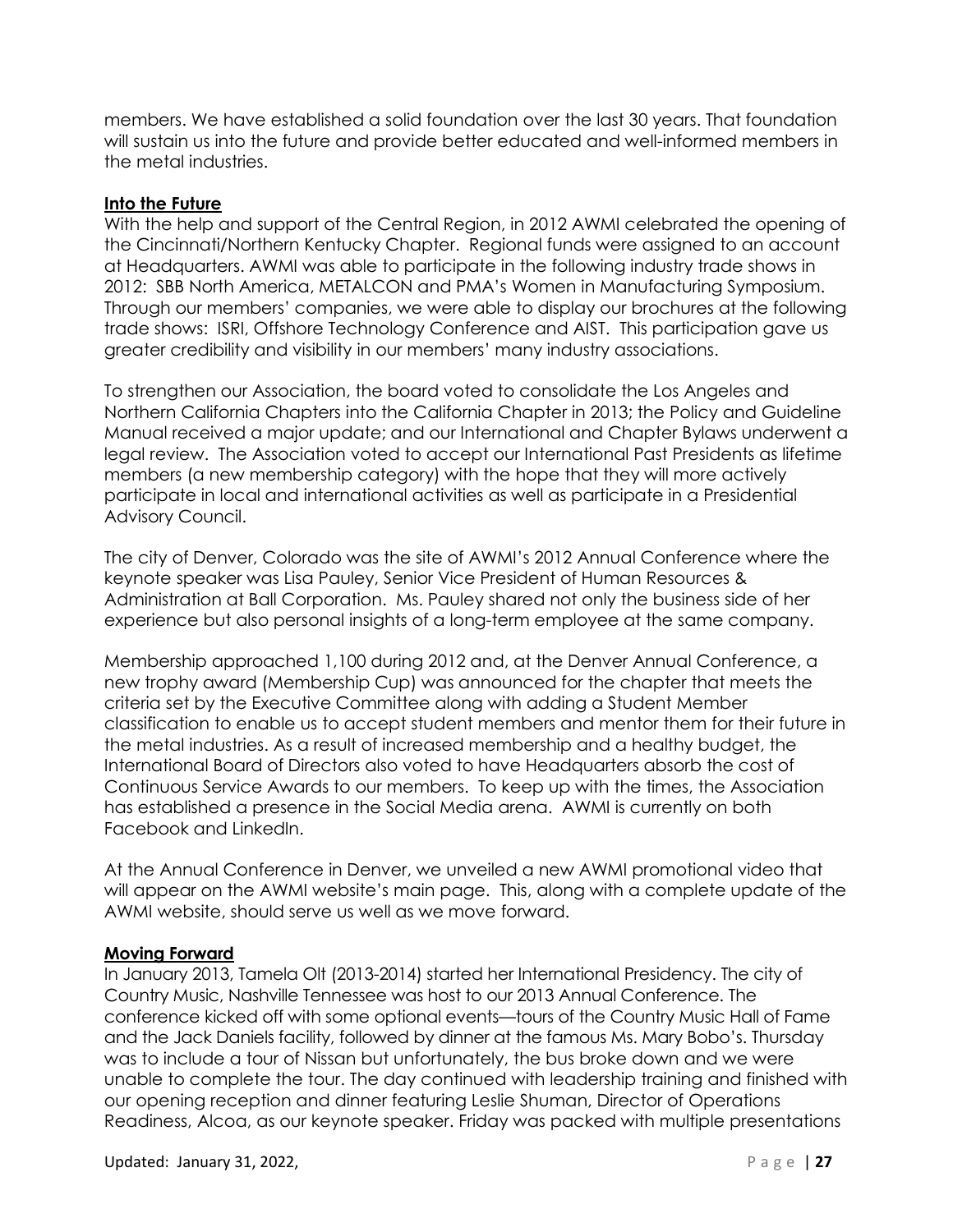members. We have established a solid foundation over the last 30 years. That foundation will sustain us into the future and provide better educated and well-informed members in the metal industries.

## **Into the Future**

With the help and support of the Central Region, in 2012 AWMI celebrated the opening of the Cincinnati/Northern Kentucky Chapter. Regional funds were assigned to an account at Headquarters. AWMI was able to participate in the following industry trade shows in 2012: SBB North America, METALCON and PMA's Women in Manufacturing Symposium. Through our members' companies, we were able to display our brochures at the following trade shows: ISRI, Offshore Technology Conference and AIST. This participation gave us greater credibility and visibility in our members' many industry associations.

To strengthen our Association, the board voted to consolidate the Los Angeles and Northern California Chapters into the California Chapter in 2013; the Policy and Guideline Manual received a major update; and our International and Chapter Bylaws underwent a legal review. The Association voted to accept our International Past Presidents as lifetime members (a new membership category) with the hope that they will more actively participate in local and international activities as well as participate in a Presidential Advisory Council.

The city of Denver, Colorado was the site of AWMI's 2012 Annual Conference where the keynote speaker was Lisa Pauley, Senior Vice President of Human Resources & Administration at Ball Corporation. Ms. Pauley shared not only the business side of her experience but also personal insights of a long-term employee at the same company.

Membership approached 1,100 during 2012 and, at the Denver Annual Conference, a new trophy award (Membership Cup) was announced for the chapter that meets the criteria set by the Executive Committee along with adding a Student Member classification to enable us to accept student members and mentor them for their future in the metal industries. As a result of increased membership and a healthy budget, the International Board of Directors also voted to have Headquarters absorb the cost of Continuous Service Awards to our members. To keep up with the times, the Association has established a presence in the Social Media arena. AWMI is currently on both Facebook and LinkedIn.

At the Annual Conference in Denver, we unveiled a new AWMI promotional video that will appear on the AWMI website's main page. This, along with a complete update of the AWMI website, should serve us well as we move forward.

## **Moving Forward**

In January 2013, Tamela Olt (2013-2014) started her International Presidency. The city of Country Music, Nashville Tennessee was host to our 2013 Annual Conference. The conference kicked off with some optional events—tours of the Country Music Hall of Fame and the Jack Daniels facility, followed by dinner at the famous Ms. Mary Bobo's. Thursday was to include a tour of Nissan but unfortunately, the bus broke down and we were unable to complete the tour. The day continued with leadership training and finished with our opening reception and dinner featuring Leslie Shuman, Director of Operations Readiness, Alcoa, as our keynote speaker. Friday was packed with multiple presentations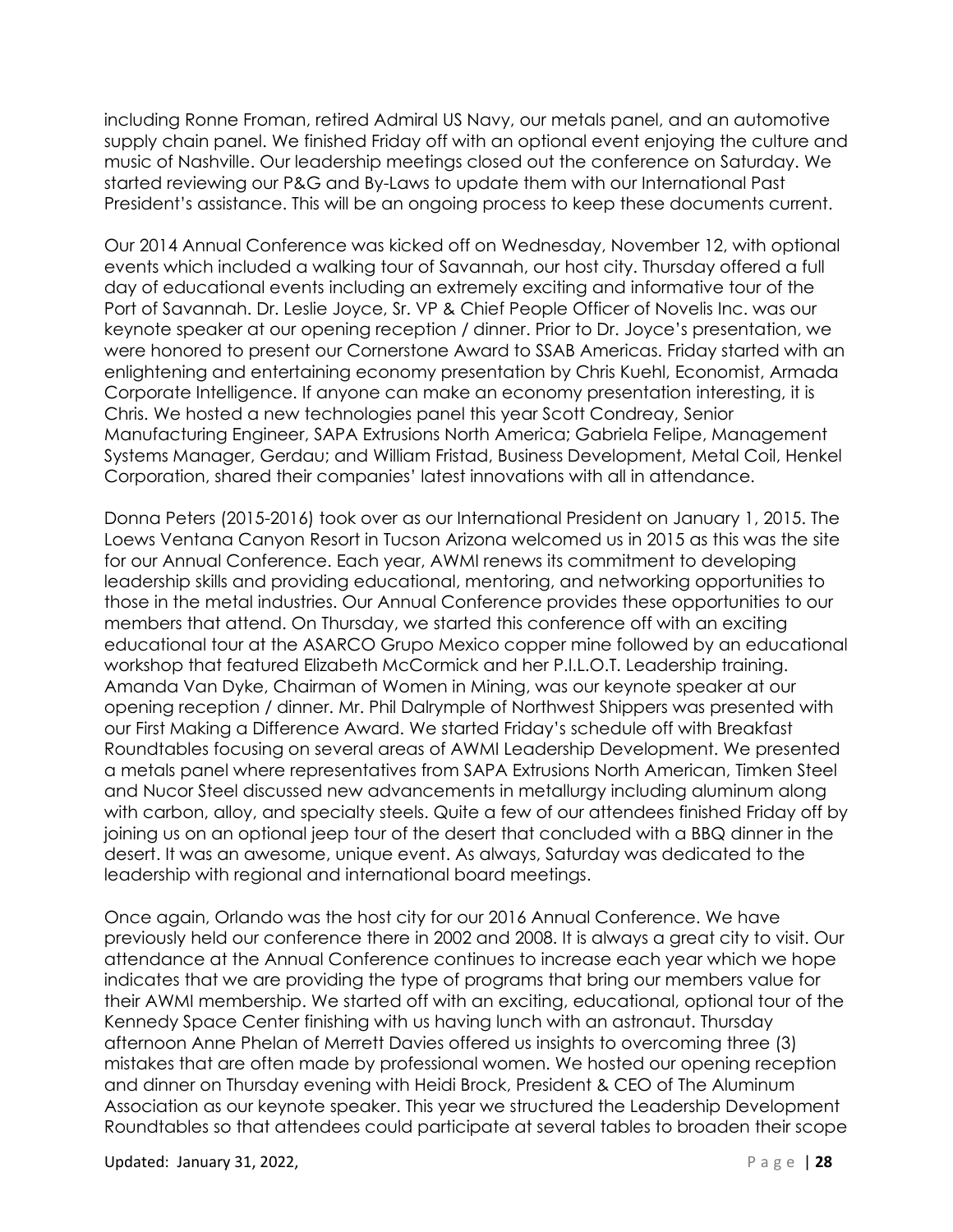including Ronne Froman, retired Admiral US Navy, our metals panel, and an automotive supply chain panel. We finished Friday off with an optional event enjoying the culture and music of Nashville. Our leadership meetings closed out the conference on Saturday. We started reviewing our P&G and By-Laws to update them with our International Past President's assistance. This will be an ongoing process to keep these documents current.

Our 2014 Annual Conference was kicked off on Wednesday, November 12, with optional events which included a walking tour of Savannah, our host city. Thursday offered a full day of educational events including an extremely exciting and informative tour of the Port of Savannah. Dr. Leslie Joyce, Sr. VP & Chief People Officer of Novelis Inc. was our keynote speaker at our opening reception / dinner. Prior to Dr. Joyce's presentation, we were honored to present our Cornerstone Award to SSAB Americas. Friday started with an enlightening and entertaining economy presentation by Chris Kuehl, Economist, Armada Corporate Intelligence. If anyone can make an economy presentation interesting, it is Chris. We hosted a new technologies panel this year Scott Condreay, Senior Manufacturing Engineer, SAPA Extrusions North America; Gabriela Felipe, Management Systems Manager, Gerdau; and William Fristad, Business Development, Metal Coil, Henkel Corporation, shared their companies' latest innovations with all in attendance.

Donna Peters (2015-2016) took over as our International President on January 1, 2015. The Loews Ventana Canyon Resort in Tucson Arizona welcomed us in 2015 as this was the site for our Annual Conference. Each year, AWMI renews its commitment to developing leadership skills and providing educational, mentoring, and networking opportunities to those in the metal industries. Our Annual Conference provides these opportunities to our members that attend. On Thursday, we started this conference off with an exciting educational tour at the ASARCO Grupo Mexico copper mine followed by an educational workshop that featured Elizabeth McCormick and her P.I.L.O.T. Leadership training. Amanda Van Dyke, Chairman of Women in Mining, was our keynote speaker at our opening reception / dinner. Mr. Phil Dalrymple of Northwest Shippers was presented with our First Making a Difference Award. We started Friday's schedule off with Breakfast Roundtables focusing on several areas of AWMI Leadership Development. We presented a metals panel where representatives from SAPA Extrusions North American, Timken Steel and Nucor Steel discussed new advancements in metallurgy including aluminum along with carbon, alloy, and specialty steels. Quite a few of our attendees finished Friday off by joining us on an optional jeep tour of the desert that concluded with a BBQ dinner in the desert. It was an awesome, unique event. As always, Saturday was dedicated to the leadership with regional and international board meetings.

Once again, Orlando was the host city for our 2016 Annual Conference. We have previously held our conference there in 2002 and 2008. It is always a great city to visit. Our attendance at the Annual Conference continues to increase each year which we hope indicates that we are providing the type of programs that bring our members value for their AWMI membership. We started off with an exciting, educational, optional tour of the Kennedy Space Center finishing with us having lunch with an astronaut. Thursday afternoon Anne Phelan of Merrett Davies offered us insights to overcoming three (3) mistakes that are often made by professional women. We hosted our opening reception and dinner on Thursday evening with Heidi Brock, President & CEO of The Aluminum Association as our keynote speaker. This year we structured the Leadership Development Roundtables so that attendees could participate at several tables to broaden their scope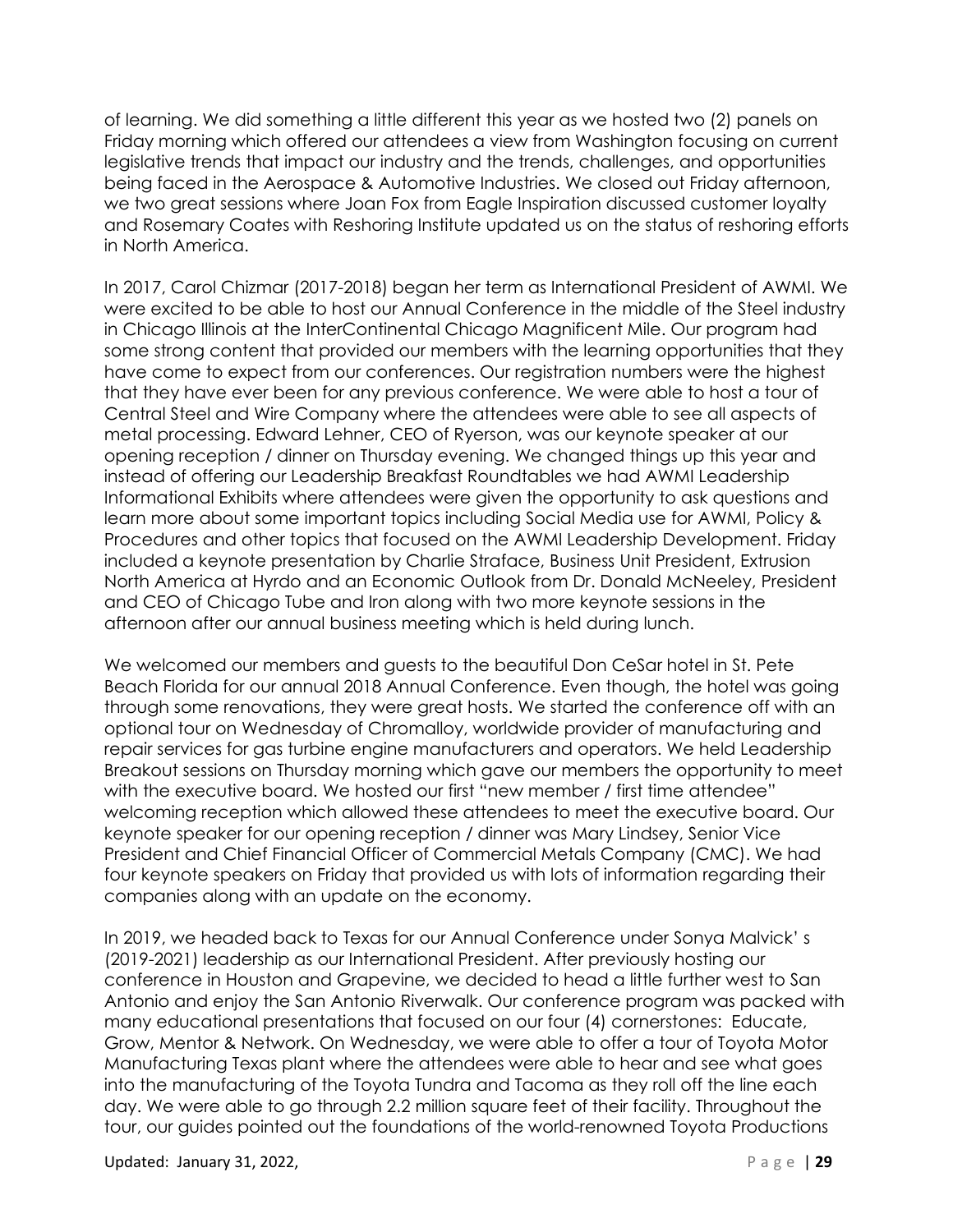of learning. We did something a little different this year as we hosted two (2) panels on Friday morning which offered our attendees a view from Washington focusing on current legislative trends that impact our industry and the trends, challenges, and opportunities being faced in the Aerospace & Automotive Industries. We closed out Friday afternoon, we two great sessions where Joan Fox from Eagle Inspiration discussed customer loyalty and Rosemary Coates with Reshoring Institute updated us on the status of reshoring efforts in North America.

In 2017, Carol Chizmar (2017-2018) began her term as International President of AWMI. We were excited to be able to host our Annual Conference in the middle of the Steel industry in Chicago Illinois at the InterContinental Chicago Magnificent Mile. Our program had some strong content that provided our members with the learning opportunities that they have come to expect from our conferences. Our registration numbers were the highest that they have ever been for any previous conference. We were able to host a tour of Central Steel and Wire Company where the attendees were able to see all aspects of metal processing. Edward Lehner, CEO of Ryerson, was our keynote speaker at our opening reception / dinner on Thursday evening. We changed things up this year and instead of offering our Leadership Breakfast Roundtables we had AWMI Leadership Informational Exhibits where attendees were given the opportunity to ask questions and learn more about some important topics including Social Media use for AWMI, Policy & Procedures and other topics that focused on the AWMI Leadership Development. Friday included a keynote presentation by Charlie Straface, Business Unit President, Extrusion North America at Hyrdo and an Economic Outlook from Dr. Donald McNeeley, President and CEO of Chicago Tube and Iron along with two more keynote sessions in the afternoon after our annual business meeting which is held during lunch.

We welcomed our members and guests to the beautiful Don CeSar hotel in St. Pete Beach Florida for our annual 2018 Annual Conference. Even though, the hotel was going through some renovations, they were great hosts. We started the conference off with an optional tour on Wednesday of Chromalloy, worldwide provider of manufacturing and repair services for gas turbine engine manufacturers and operators. We held Leadership Breakout sessions on Thursday morning which gave our members the opportunity to meet with the executive board. We hosted our first "new member / first time attendee" welcoming reception which allowed these attendees to meet the executive board. Our keynote speaker for our opening reception / dinner was Mary Lindsey, Senior Vice President and Chief Financial Officer of Commercial Metals Company (CMC). We had four keynote speakers on Friday that provided us with lots of information regarding their companies along with an update on the economy.

In 2019, we headed back to Texas for our Annual Conference under Sonya Malvick' s (2019-2021) leadership as our International President. After previously hosting our conference in Houston and Grapevine, we decided to head a little further west to San Antonio and enjoy the San Antonio Riverwalk. Our conference program was packed with many educational presentations that focused on our four (4) cornerstones: Educate, Grow, Mentor & Network. On Wednesday, we were able to offer a tour of Toyota Motor Manufacturing Texas plant where the attendees were able to hear and see what goes into the manufacturing of the Toyota Tundra and Tacoma as they roll off the line each day. We were able to go through 2.2 million square feet of their facility. Throughout the tour, our guides pointed out the foundations of the world-renowned Toyota Productions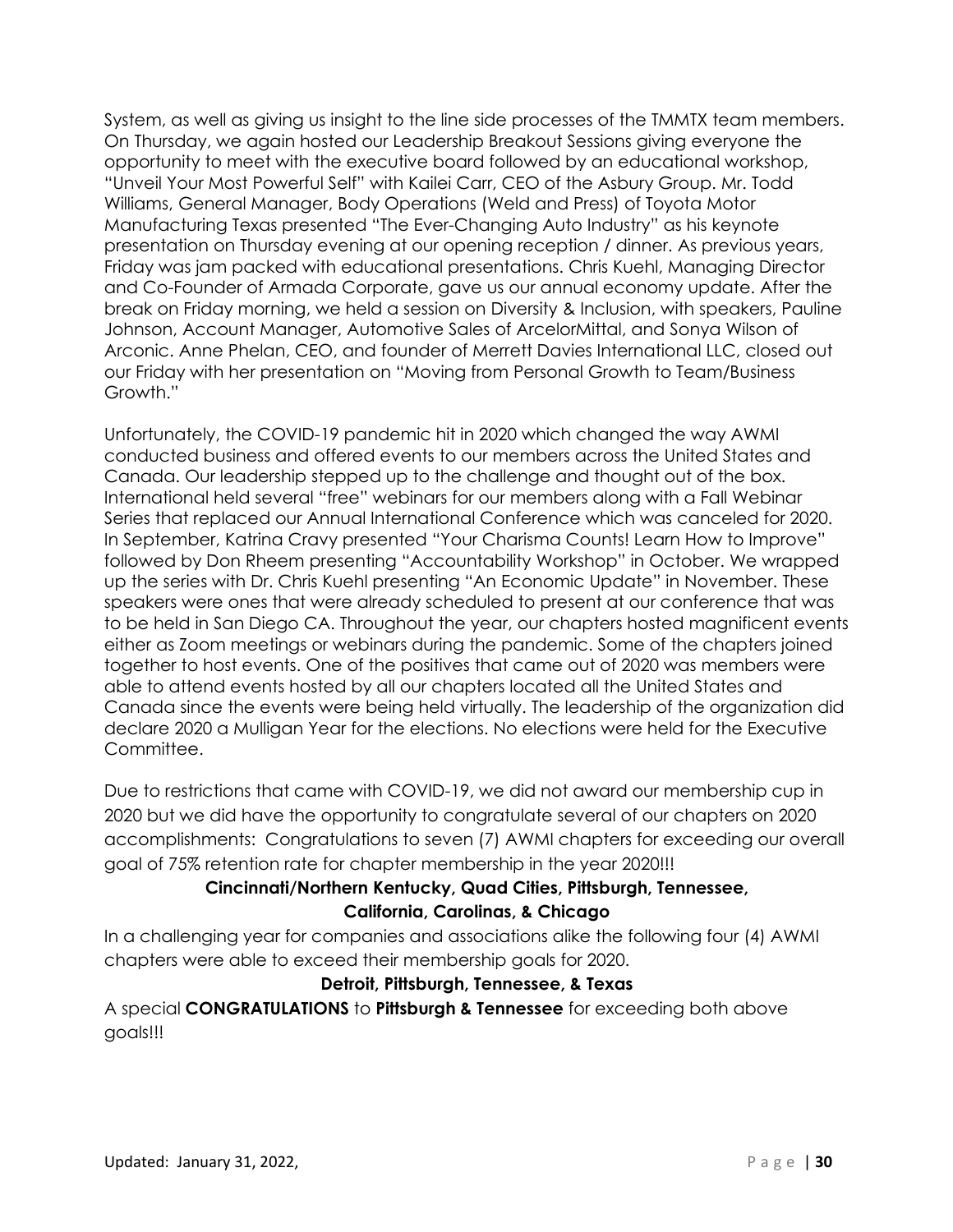System, as well as giving us insight to the line side processes of the TMMTX team members. On Thursday, we again hosted our Leadership Breakout Sessions giving everyone the opportunity to meet with the executive board followed by an educational workshop, "Unveil Your Most Powerful Self" with Kailei Carr, CEO of the Asbury Group. Mr. Todd Williams, General Manager, Body Operations (Weld and Press) of Toyota Motor Manufacturing Texas presented "The Ever-Changing Auto Industry" as his keynote presentation on Thursday evening at our opening reception / dinner. As previous years, Friday was jam packed with educational presentations. Chris Kuehl, Managing Director and Co-Founder of Armada Corporate, gave us our annual economy update. After the break on Friday morning, we held a session on Diversity & Inclusion, with speakers, Pauline Johnson, Account Manager, Automotive Sales of ArcelorMittal, and Sonya Wilson of Arconic. Anne Phelan, CEO, and founder of Merrett Davies International LLC, closed out our Friday with her presentation on "Moving from Personal Growth to Team/Business Growth."

Unfortunately, the COVID-19 pandemic hit in 2020 which changed the way AWMI conducted business and offered events to our members across the United States and Canada. Our leadership stepped up to the challenge and thought out of the box. International held several "free" webinars for our members along with a Fall Webinar Series that replaced our Annual International Conference which was canceled for 2020. In September, Katrina Cravy presented "Your Charisma Counts! Learn How to Improve" followed by Don Rheem presenting "Accountability Workshop" in October. We wrapped up the series with Dr. Chris Kuehl presenting "An Economic Update" in November. These speakers were ones that were already scheduled to present at our conference that was to be held in San Diego CA. Throughout the year, our chapters hosted magnificent events either as Zoom meetings or webinars during the pandemic. Some of the chapters joined together to host events. One of the positives that came out of 2020 was members were able to attend events hosted by all our chapters located all the United States and Canada since the events were being held virtually. The leadership of the organization did declare 2020 a Mulligan Year for the elections. No elections were held for the Executive Committee.

Due to restrictions that came with COVID-19, we did not award our membership cup in 2020 but we did have the opportunity to congratulate several of our chapters on 2020 accomplishments: Congratulations to seven (7) AWMI chapters for exceeding our overall goal of 75% retention rate for chapter membership in the year 2020!!!

**Cincinnati/Northern Kentucky, Quad Cities, Pittsburgh, Tennessee, California, Carolinas, & Chicago**

In a challenging year for companies and associations alike the following four (4) AWMI chapters were able to exceed their membership goals for 2020.

**Detroit, Pittsburgh, Tennessee, & Texas**

A special **CONGRATULATIONS** to **Pittsburgh & Tennessee** for exceeding both above goals!!!

Updated: January 31, 2022,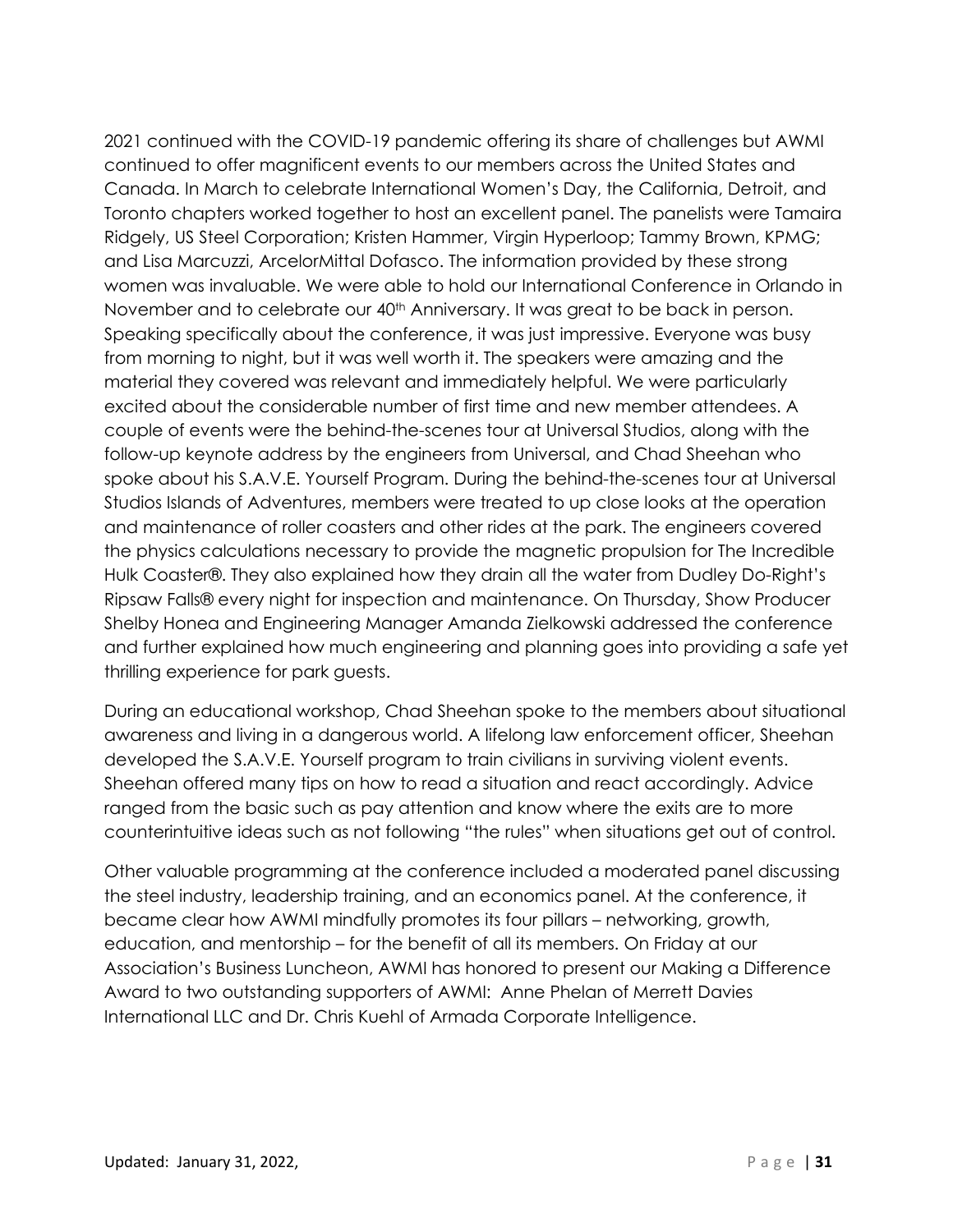2021 continued with the COVID-19 pandemic offering its share of challenges but AWMI continued to offer magnificent events to our members across the United States and Canada. In March to celebrate International Women's Day, the California, Detroit, and Toronto chapters worked together to host an excellent panel. The panelists were Tamaira Ridgely, US Steel Corporation; Kristen Hammer, Virgin Hyperloop; Tammy Brown, KPMG; and Lisa Marcuzzi, ArcelorMittal Dofasco. The information provided by these strong women was invaluable. We were able to hold our International Conference in Orlando in November and to celebrate our 40th Anniversary. It was great to be back in person. Speaking specifically about the conference, it was just impressive. Everyone was busy from morning to night, but it was well worth it. The speakers were amazing and the material they covered was relevant and immediately helpful. We were particularly excited about the considerable number of first time and new member attendees. A couple of events were the behind-the-scenes tour at Universal Studios, along with the follow-up keynote address by the engineers from Universal, and Chad Sheehan who spoke about his S.A.V.E. Yourself Program. During the behind-the-scenes tour at Universal Studios Islands of Adventures, members were treated to up close looks at the operation and maintenance of roller coasters and other rides at the park. The engineers covered the physics calculations necessary to provide the magnetic propulsion for The Incredible Hulk Coaster®. They also explained how they drain all the water from Dudley Do-Right's Ripsaw Falls® every night for inspection and maintenance. On Thursday, Show Producer Shelby Honea and Engineering Manager Amanda Zielkowski addressed the conference and further explained how much engineering and planning goes into providing a safe yet thrilling experience for park guests.

During an educational workshop, Chad Sheehan spoke to the members about situational awareness and living in a dangerous world. A lifelong law enforcement officer, Sheehan developed the S.A.V.E. Yourself program to train civilians in surviving violent events. Sheehan offered many tips on how to read a situation and react accordingly. Advice ranged from the basic such as pay attention and know where the exits are to more counterintuitive ideas such as not following "the rules" when situations get out of control.

Other valuable programming at the conference included a moderated panel discussing the steel industry, leadership training, and an economics panel. At the conference, it became clear how AWMI mindfully promotes its four pillars – networking, growth, education, and mentorship – for the benefit of all its members. On Friday at our Association's Business Luncheon, AWMI has honored to present our Making a Difference Award to two outstanding supporters of AWMI: Anne Phelan of Merrett Davies International LLC and Dr. Chris Kuehl of Armada Corporate Intelligence.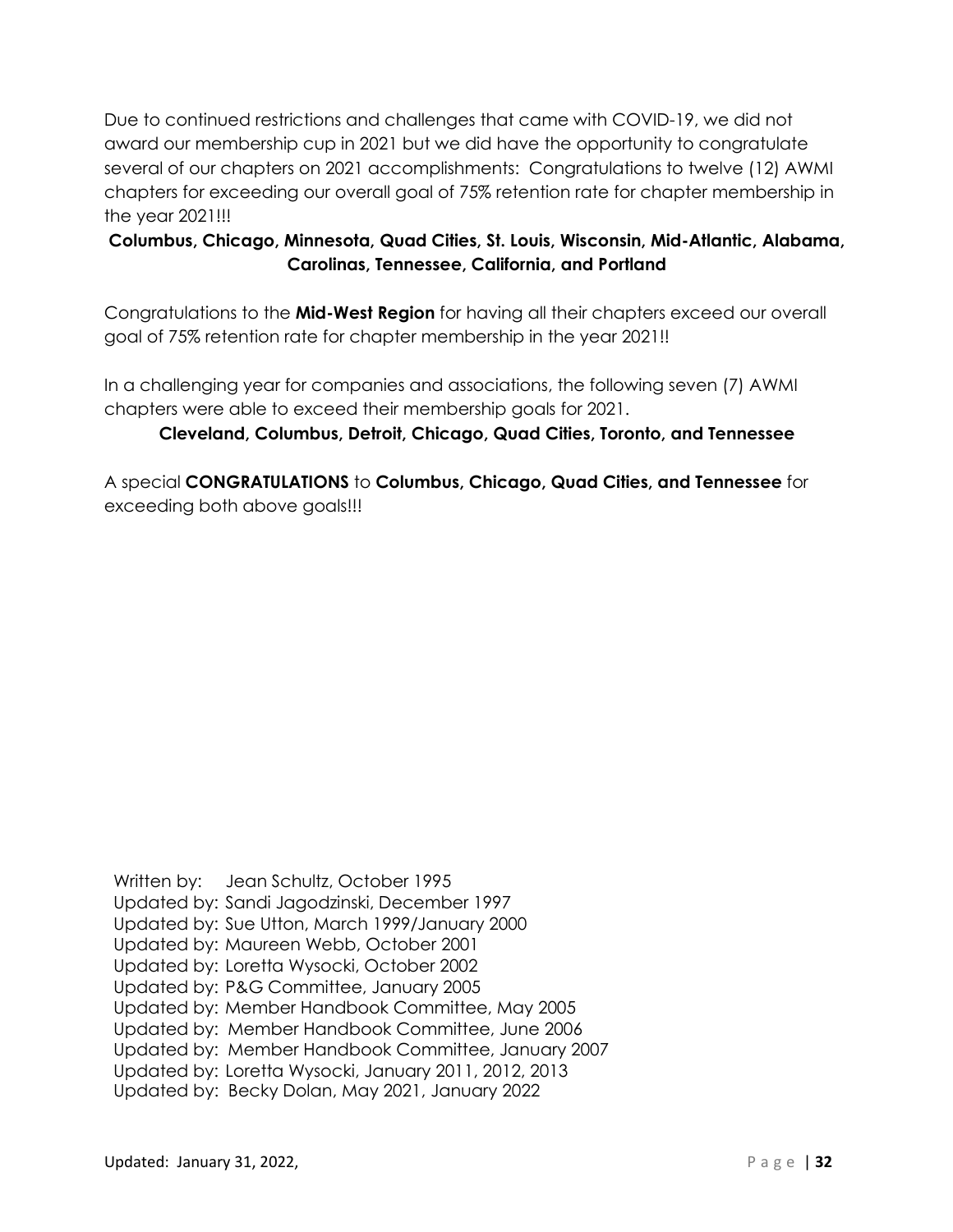Due to continued restrictions and challenges that came with COVID-19, we did not award our membership cup in 2021 but we did have the opportunity to congratulate several of our chapters on 2021 accomplishments: Congratulations to twelve (12) AWMI chapters for exceeding our overall goal of 75% retention rate for chapter membership in the year 2021!!!

**Columbus, Chicago, Minnesota, Quad Cities, St. Louis, Wisconsin, Mid-Atlantic, Alabama, Carolinas, Tennessee, California, and Portland**

Congratulations to the **Mid-West Region** for having all their chapters exceed our overall goal of 75% retention rate for chapter membership in the year 2021!!

In a challenging year for companies and associations, the following seven (7) AWMI chapters were able to exceed their membership goals for 2021.

**Cleveland, Columbus, Detroit, Chicago, Quad Cities, Toronto, and Tennessee**

A special **CONGRATULATIONS** to **Columbus, Chicago, Quad Cities, and Tennessee** for exceeding both above goals!!!

Written by: Jean Schultz, October 1995
Updated by: Sandi Jagodzinski, December 1997
Updated by: Sue Utton, March 1999/January 2000
Updated by: Maureen Webb, October 2001
Updated by: Loretta Wysocki, October 2002
Updated by: P&G Committee, January 2005
Updated by: Member Handbook Committee, May 2005
Updated by: Member Handbook Committee, June 2006
Updated by: Member Handbook Committee, January 2007
Updated by: Loretta Wysocki, January 2011, 2012, 2013
Updated by: Becky Dolan, May 2021, January 2022